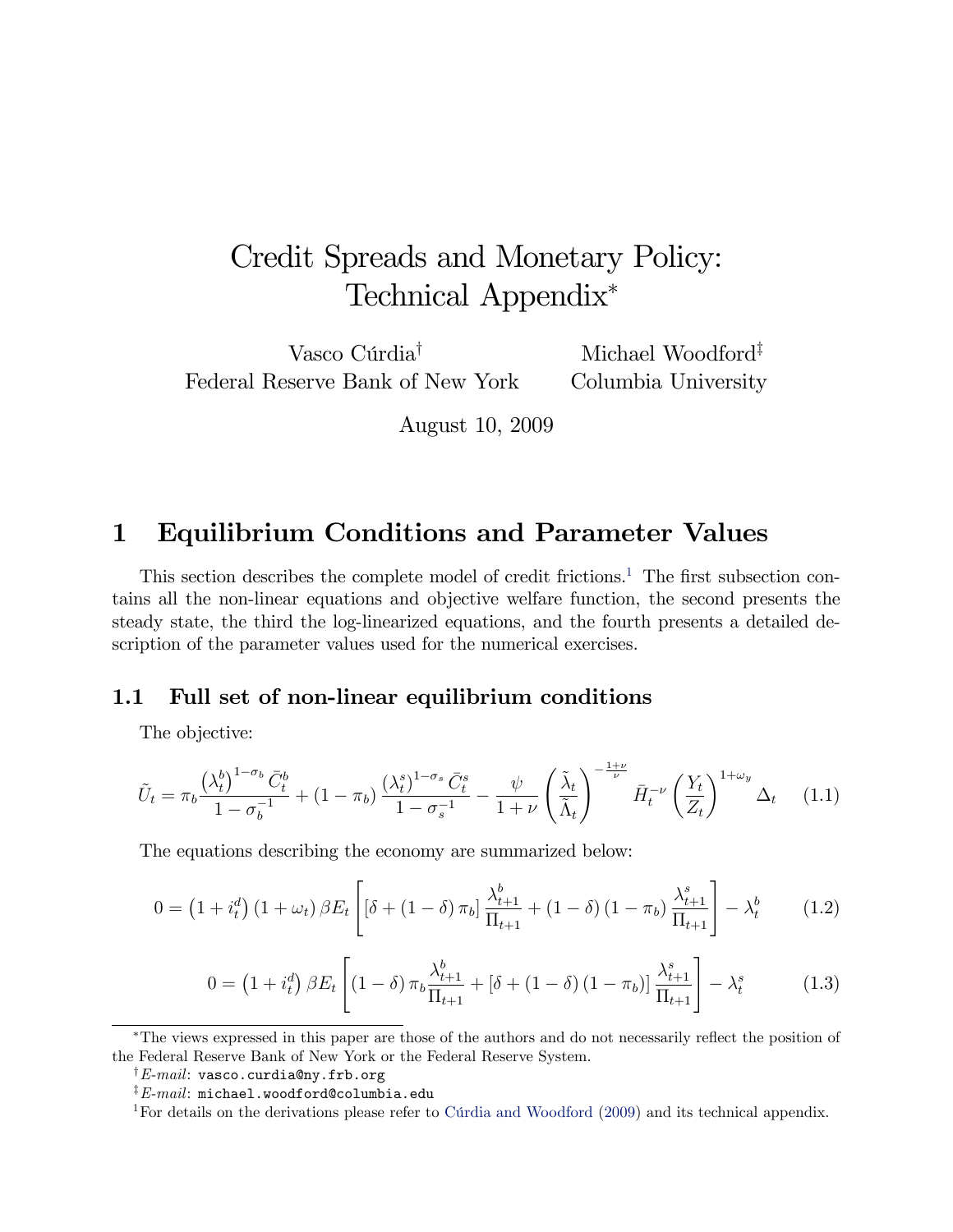# Credit Spreads and Monetary Policy: Technical Appendix*

Vasco Cúrdia[†]
Federal Reserve Bank of New York

Michael Woodford[‡]
Columbia University

August 10, 2009

## 1 Equilibrium Conditions and Parameter Values

This section describes the complete model of credit frictions.[1] The first subsection contains all the non-linear equations and objective welfare function, the second presents the steady state, the third the log-linearized equations, and the fourth presents a detailed description of the parameter values used for the numerical exercises.

### 1.1 Full set of non-linear equilibrium conditions

The objective:

$$\tilde{U}_t = \pi_b \frac{\left(\lambda_t^b\right)^{1-\sigma_b} \bar{C}_t^b}{1-\sigma_b^{-1}} + (1-\pi_b) \frac{\left(\lambda_t^s\right)^{1-\sigma_s} \bar{C}_t^s}{1-\sigma_s^{-1}} - \frac{\psi}{1+\nu} \left(\frac{\tilde{\lambda}_t}{\tilde{\Lambda}_t}\right)^{-\frac{1+\nu}{\nu}} \bar{H}_t^{-\nu} \left(\frac{Y_t}{Z_t}\right)^{1+\omega_y} \Delta_t \quad (1.1)$$

The equations describing the economy are summarized below:

$$0 = \left(1+i_t^d\right)(1+\omega_t)\,\beta E_t\left[\left[\delta + (1-\delta)\,\pi_b\right] \frac{\lambda_{t+1}^b}{\Pi_{t+1}} + (1-\delta)(1-\pi_b) \frac{\lambda_{t+1}^s}{\Pi_{t+1}}\right] - \lambda_t^b \quad (1.2)$$

$$0 = \left(1+i_t^d\right)\beta E_t\left[(1-\delta)\,\pi_b \frac{\lambda_{t+1}^b}{\Pi_{t+1}} + \left[\delta + (1-\delta)(1-\pi_b)\right] \frac{\lambda_{t+1}^s}{\Pi_{t+1}}\right] - \lambda_t^s \quad (1.3)$$

---

*The views expressed in this paper are those of the authors and do not necessarily reflect the position of the Federal Reserve Bank of New York or the Federal Reserve System.

†*E-mail*: vasco.curdia@ny.frb.org

‡*E-mail*: michael.woodford@columbia.edu

[1] For details on the derivations please refer to Cúrdia and Woodford (2009) and its technical appendix.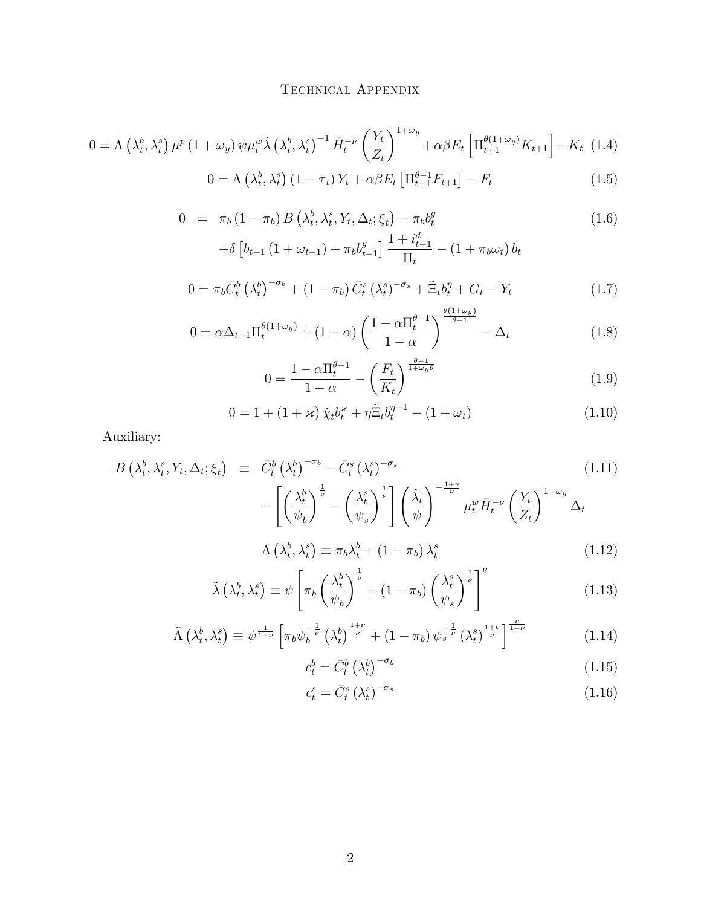$$0 = \Lambda\left(\lambda_t^b, \lambda_t^s\right) \mu^p \left(1+\omega_y\right) \psi \mu_t^w \tilde{\lambda}\left(\lambda_t^b, \lambda_t^s\right)^{-1} \bar{H}_t^{-\nu} \left(\frac{Y_t}{Z_t}\right)^{1+\omega_y} + \alpha\beta E_t\left[\Pi_{t+1}^{\theta(1+\omega_y)} K_{t+1}\right] - K_t \quad (1.4)$$

$$0 = \Lambda\left(\lambda_t^b, \lambda_t^s\right)\left(1-\tau_t\right) Y_t + \alpha\beta E_t\left[\Pi_{t+1}^{\theta-1} F_{t+1}\right] - F_t \quad (1.5)$$

$$\begin{aligned} 0 &= \pi_b\left(1-\pi_b\right) B\left(\lambda_t^b, \lambda_t^s, Y_t, \Delta_t; \xi_t\right) - \pi_b b_t^g \\ &\quad + \delta\left[b_{t-1}\left(1+\omega_{t-1}\right) + \pi_b b_{t-1}^g\right] \frac{1+i_{t-1}^d}{\Pi_t} - \left(1+\pi_b\omega_t\right) b_t \end{aligned} \quad (1.6)$$

$$0 = \pi_b \bar{C}_t^b \left(\lambda_t^b\right)^{-\sigma_b} + \left(1-\pi_b\right) \bar{C}_t^s \left(\lambda_t^s\right)^{-\sigma_s} + \tilde{\Xi}_t b_t^\eta + G_t - Y_t \quad (1.7)$$

$$0 = \alpha \Delta_{t-1} \Pi_t^{\theta(1+\omega_y)} + (1-\alpha)\left(\frac{1-\alpha\Pi_t^{\theta-1}}{1-\alpha}\right)^{\frac{\theta(1+\omega_y)}{\theta-1}} - \Delta_t \quad (1.8)$$

$$0 = \frac{1-\alpha\Pi_t^{\theta-1}}{1-\alpha} - \left(\frac{F_t}{K_t}\right)^{\frac{\theta-1}{1+\omega_y\theta}} \quad (1.9)$$

$$0 = 1 + (1+\varkappa)\,\tilde{\chi}_t b_t^{\varkappa} + \eta \tilde{\Xi}_t b_t^{\eta-1} - \left(1+\omega_t\right) \quad (1.10)$$

Auxiliary:

$$\begin{aligned} B\left(\lambda_t^b, \lambda_t^s, Y_t, \Delta_t; \xi_t\right) &\equiv \bar{C}_t^b\left(\lambda_t^b\right)^{-\sigma_b} - \bar{C}_t^s\left(\lambda_t^s\right)^{-\sigma_s} \\ &\quad - \left[\left(\frac{\lambda_t^b}{\psi_b}\right)^{\frac{1}{\nu}} - \left(\frac{\lambda_t^s}{\psi_s}\right)^{\frac{1}{\nu}}\right]\left(\frac{\tilde{\lambda}_t}{\psi}\right)^{-\frac{1+\nu}{\nu}} \mu_t^w \bar{H}_t^{-\nu}\left(\frac{Y_t}{Z_t}\right)^{1+\omega_y} \Delta_t \end{aligned} \quad (1.11)$$

$$\Lambda\left(\lambda_t^b, \lambda_t^s\right) \equiv \pi_b \lambda_t^b + \left(1-\pi_b\right)\lambda_t^s \quad (1.12)$$

$$\tilde{\lambda}\left(\lambda_t^b, \lambda_t^s\right) \equiv \psi\left[\pi_b\left(\frac{\lambda_t^b}{\psi_b}\right)^{\frac{1}{\nu}} + \left(1-\pi_b\right)\left(\frac{\lambda_t^s}{\psi_s}\right)^{\frac{1}{\nu}}\right]^{\nu} \quad (1.13)$$

$$\tilde{\Lambda}\left(\lambda_t^b, \lambda_t^s\right) \equiv \psi^{\frac{1}{1+\nu}}\left[\pi_b \psi_b^{-\frac{1}{\nu}}\left(\lambda_t^b\right)^{\frac{1+\nu}{\nu}} + \left(1-\pi_b\right)\psi_s^{-\frac{1}{\nu}}\left(\lambda_t^s\right)^{\frac{1+\nu}{\nu}}\right]^{\frac{\nu}{1+\nu}} \quad (1.14)$$

$$c_t^b = \bar{C}_t^b\left(\lambda_t^b\right)^{-\sigma_b} \quad (1.15)$$

$$c_t^s = \bar{C}_t^s\left(\lambda_t^s\right)^{-\sigma_s} \quad (1.16)$$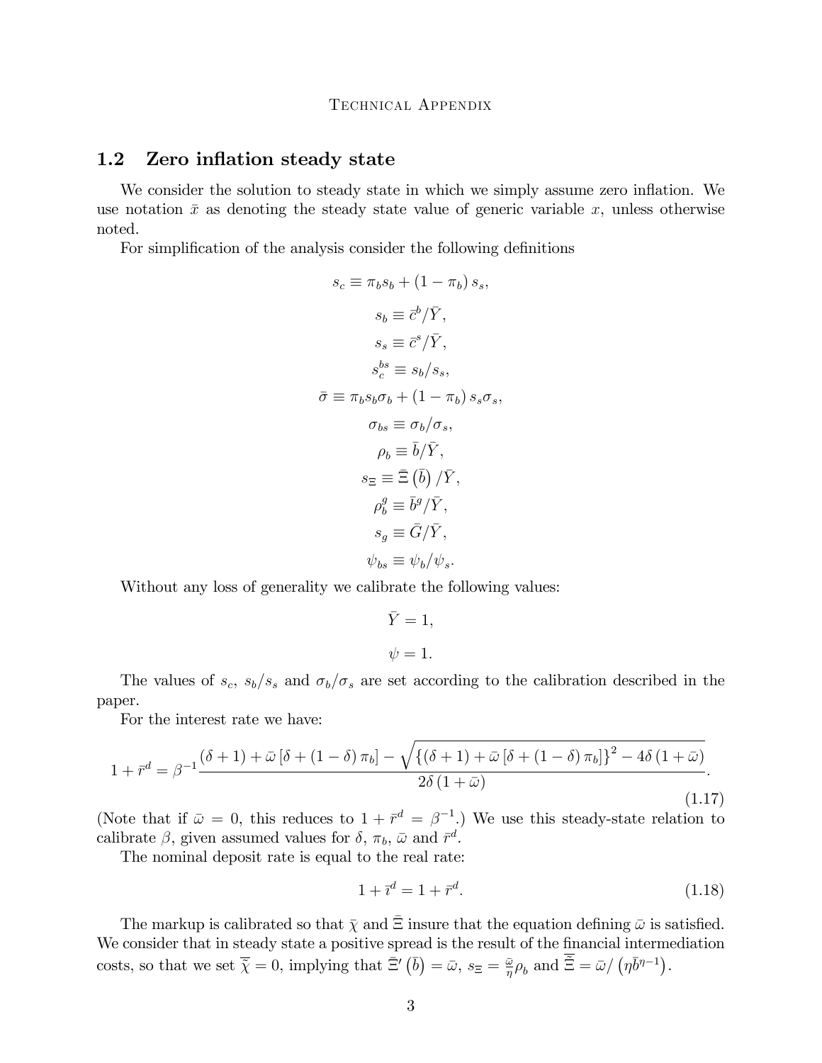## 1.2 Zero inflation steady state

We consider the solution to steady state in which we simply assume zero inflation. We use notation $\bar{x}$ as denoting the steady state value of generic variable $x$, unless otherwise noted.

For simplification of the analysis consider the following definitions

$$s_c \equiv \pi_b s_b + (1 - \pi_b) s_s,$$

$$s_b \equiv \bar{c}^b / \bar{Y},$$

$$s_s \equiv \bar{c}^s / \bar{Y},$$

$$s_c^{bs} \equiv s_b / s_s,$$

$$\bar{\sigma} \equiv \pi_b s_b \sigma_b + (1 - \pi_b) s_s \sigma_s,$$

$$\sigma_{bs} \equiv \sigma_b / \sigma_s,$$

$$\rho_b \equiv \bar{b} / \bar{Y},$$

$$s_\Xi \equiv \bar{\Xi}\left(\bar{b}\right) / \bar{Y},$$

$$\rho_b^g \equiv \bar{b}^g / \bar{Y},$$

$$s_g \equiv \bar{G} / \bar{Y},$$

$$\psi_{bs} \equiv \psi_b / \psi_s.$$

Without any loss of generality we calibrate the following values:

$$\bar{Y} = 1,$$

$$\psi = 1.$$

The values of $s_c$, $s_b/s_s$ and $\sigma_b/\sigma_s$ are set according to the calibration described in the paper.

For the interest rate we have:

$$1 + \bar{r}^d = \beta^{-1} \frac{(\delta + 1) + \bar{\omega}\left[\delta + (1 - \delta)\pi_b\right] - \sqrt{\left\{(\delta + 1) + \bar{\omega}\left[\delta + (1 - \delta)\pi_b\right]\right\}^2 - 4\delta\left(1 + \bar{\omega}\right)}}{2\delta\left(1 + \bar{\omega}\right)}. \tag{1.17}$$

(Note that if $\bar{\omega} = 0$, this reduces to $1 + \bar{r}^d = \beta^{-1}$.) We use this steady-state relation to calibrate $\beta$, given assumed values for $\delta$, $\pi_b$, $\bar{\omega}$ and $\bar{r}^d$.

The nominal deposit rate is equal to the real rate:

$$1 + \bar{\imath}^d = 1 + \bar{r}^d. \tag{1.18}$$

The markup is calibrated so that $\bar{\chi}$ and $\bar{\Xi}$ insure that the equation defining $\bar{\omega}$ is satisfied. We consider that in steady state a positive spread is the result of the financial intermediation costs, so that we set $\bar{\tilde{\chi}} = 0$, implying that $\bar{\Xi}'\left(\bar{b}\right) = \bar{\omega}$, $s_\Xi = \frac{\bar{\omega}}{\eta}\rho_b$ and $\bar{\tilde{\Xi}} = \bar{\omega} / \left(\eta \bar{b}^{\eta - 1}\right)$.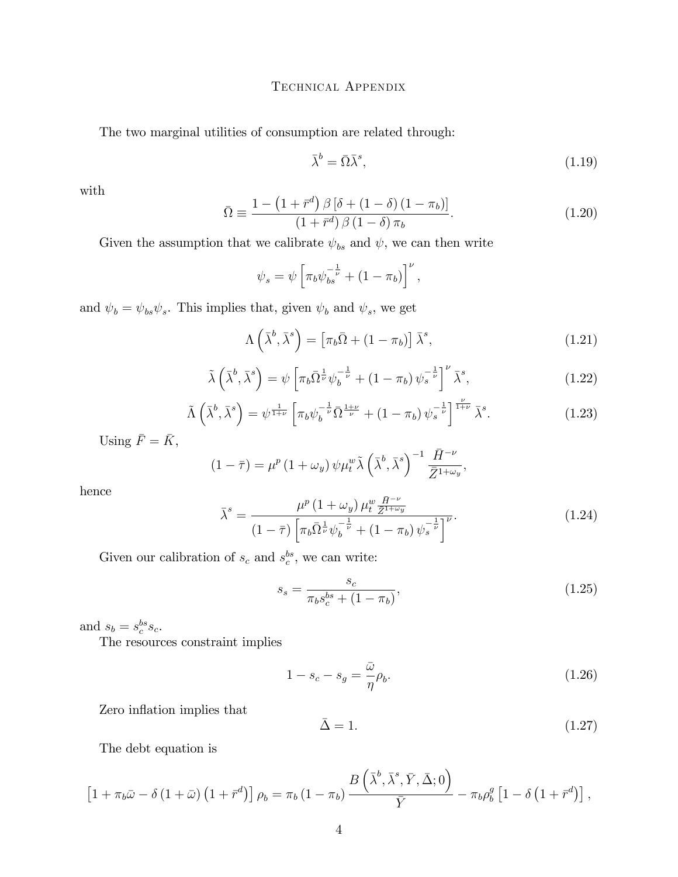The two marginal utilities of consumption are related through:

$$\bar{\lambda}^b = \bar{\Omega}\bar{\lambda}^s, \tag{1.19}$$

with

$$\bar{\Omega} \equiv \frac{1 - \left(1 + \bar{r}^d\right)\beta\left[\delta + (1-\delta)(1-\pi_b)\right]}{\left(1 + \bar{r}^d\right)\beta(1-\delta)\pi_b}. \tag{1.20}$$

Given the assumption that we calibrate $\psi_{bs}$ and $\psi$, we can then write

$$\psi_s = \psi\left[\pi_b \psi_{bs}^{-\frac{1}{\nu}} + (1-\pi_b)\right]^{\nu},$$

and $\psi_b = \psi_{bs}\psi_s$. This implies that, given $\psi_b$ and $\psi_s$, we get

$$\Lambda\left(\bar{\lambda}^b, \bar{\lambda}^s\right) = \left[\pi_b\bar{\Omega} + (1-\pi_b)\right]\bar{\lambda}^s, \tag{1.21}$$

$$\tilde{\lambda}\left(\bar{\lambda}^b, \bar{\lambda}^s\right) = \psi\left[\pi_b\bar{\Omega}^{\frac{1}{\nu}}\psi_b^{-\frac{1}{\nu}} + (1-\pi_b)\psi_s^{-\frac{1}{\nu}}\right]^{\nu}\bar{\lambda}^s, \tag{1.22}$$

$$\tilde{\Lambda}\left(\bar{\lambda}^b, \bar{\lambda}^s\right) = \psi^{\frac{1}{1+\nu}}\left[\pi_b\psi_b^{-\frac{1}{\nu}}\bar{\Omega}^{\frac{1+\nu}{\nu}} + (1-\pi_b)\psi_s^{-\frac{1}{\nu}}\right]^{\frac{\nu}{1+\nu}}\bar{\lambda}^s. \tag{1.23}$$

Using $\bar{F} = \bar{K}$,

$$(1-\bar{\tau}) = \mu^p(1+\omega_y)\psi\mu_t^w\tilde{\lambda}\left(\bar{\lambda}^b, \bar{\lambda}^s\right)^{-1}\frac{\bar{H}^{-\nu}}{\bar{Z}^{1+\omega_y}},$$

hence

$$\bar{\lambda}^s = \frac{\mu^p(1+\omega_y)\mu_t^w\frac{\bar{H}^{-\nu}}{\bar{Z}^{1+\omega_y}}}{(1-\bar{\tau})\left[\pi_b\bar{\Omega}^{\frac{1}{\nu}}\psi_b^{-\frac{1}{\nu}} + (1-\pi_b)\psi_s^{-\frac{1}{\nu}}\right]^{\nu}}. \tag{1.24}$$

Given our calibration of $s_c$ and $s_c^{bs}$, we can write:

$$s_s = \frac{s_c}{\pi_b s_c^{bs} + (1-\pi_b)}, \tag{1.25}$$

and $s_b = s_c^{bs}s_c$.

The resources constraint implies

$$1 - s_c - s_g = \frac{\bar{\omega}}{\eta}\rho_b. \tag{1.26}$$

Zero inflation implies that

$$\bar{\Delta} = 1. \tag{1.27}$$

The debt equation is

$$\left[1 + \pi_b\bar{\omega} - \delta(1+\bar{\omega})\left(1+\bar{r}^d\right)\right]\rho_b = \pi_b(1-\pi_b)\frac{B\left(\bar{\lambda}^b, \bar{\lambda}^s, \bar{Y}, \bar{\Delta}; 0\right)}{\bar{Y}} - \pi_b\rho_b^g\left[1 - \delta\left(1+\bar{r}^d\right)\right],$$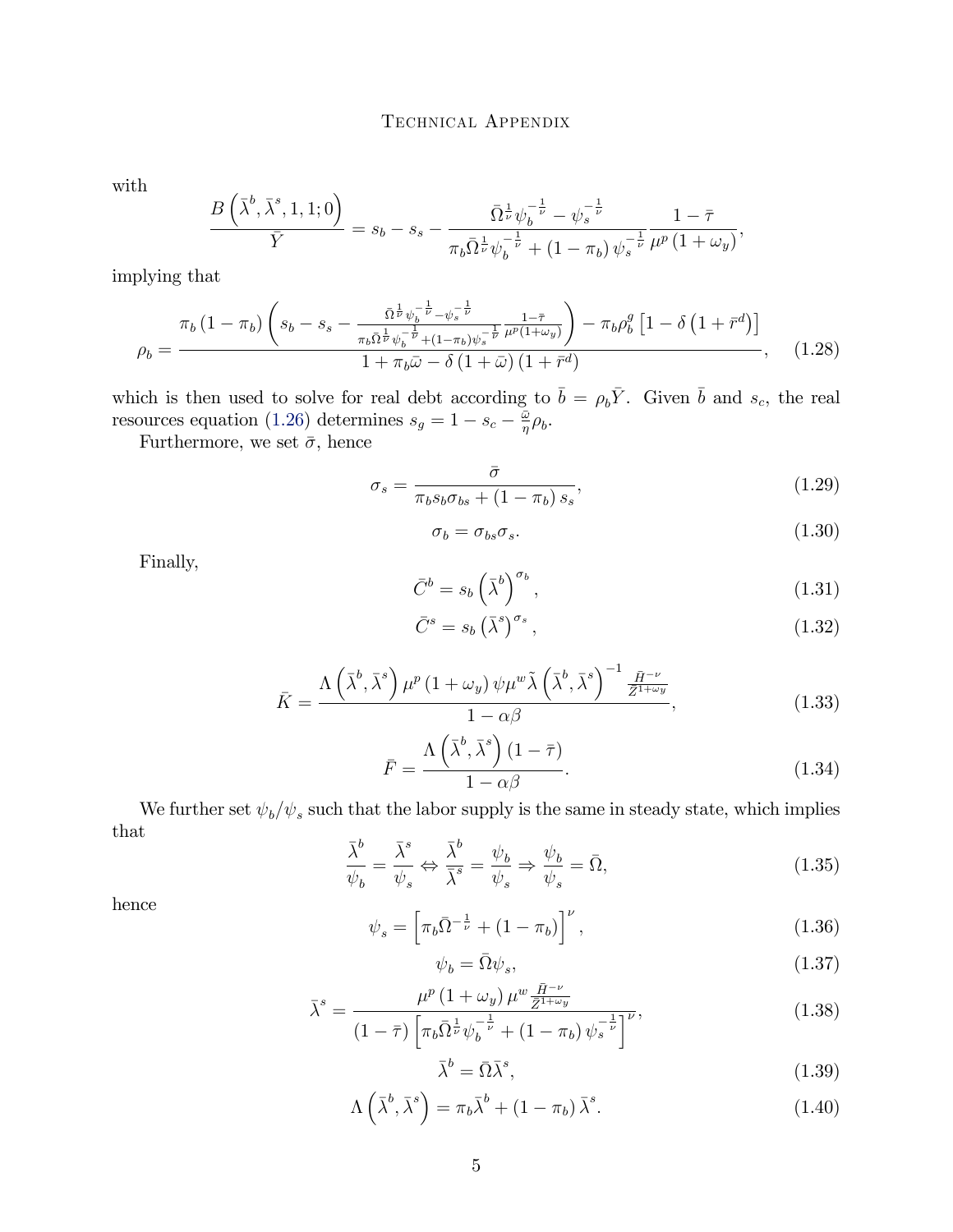with

$$\frac{B\left(\bar{\lambda}^{b}, \bar{\lambda}^{s}, 1, 1; 0\right)}{\bar{Y}} = s_b - s_s - \frac{\bar{\Omega}^{\frac{1}{\nu}} \psi_b^{-\frac{1}{\nu}} - \psi_s^{-\frac{1}{\nu}}}{\pi_b \bar{\Omega}^{\frac{1}{\nu}} \psi_b^{-\frac{1}{\nu}} + (1-\pi_b) \psi_s^{-\frac{1}{\nu}}} \frac{1-\bar{\tau}}{\mu^p (1+\omega_y)},$$

implying that

$$\rho_b = \frac{\pi_b (1-\pi_b) \left( s_b - s_s - \frac{\bar{\Omega}^{\frac{1}{\nu}} \psi_b^{-\frac{1}{\nu}} - \psi_s^{-\frac{1}{\nu}}}{\pi_b \bar{\Omega}^{\frac{1}{\nu}} \psi_b^{-\frac{1}{\nu}} + (1-\pi_b) \psi_s^{-\frac{1}{\nu}}} \frac{1-\bar{\tau}}{\mu^p (1+\omega_y)} \right) - \pi_b \rho_b^g \left[ 1 - \delta \left( 1 + \bar{r}^d \right) \right]}{1 + \pi_b \bar{\omega} - \delta (1+\bar{\omega}) \left( 1 + \bar{r}^d \right)}, \quad (1.28)$$

which is then used to solve for real debt according to $\bar{b} = \rho_b \bar{Y}$. Given $\bar{b}$ and $s_c$, the real resources equation (1.26) determines $s_g = 1 - s_c - \frac{\bar{\omega}}{\eta} \rho_b$.

Furthermore, we set $\bar{\sigma}$, hence

$$\sigma_s = \frac{\bar{\sigma}}{\pi_b s_b \sigma_{bs} + (1-\pi_b) s_s}, \quad (1.29)$$

$$\sigma_b = \sigma_{bs} \sigma_s. \quad (1.30)$$

Finally,

$$\bar{C}^b = s_b \left( \bar{\lambda}^b \right)^{\sigma_b}, \quad (1.31)$$

$$\bar{C}^s = s_b \left( \bar{\lambda}^s \right)^{\sigma_s}, \quad (1.32)$$

$$\bar{K} = \frac{\Lambda\left(\bar{\lambda}^b, \bar{\lambda}^s\right) \mu^p (1+\omega_y) \psi \mu^w \tilde{\lambda}\left(\bar{\lambda}^b, \bar{\lambda}^s\right)^{-1} \frac{\bar{H}^{-\nu}}{\bar{Z}^{1+\omega_y}}}{1-\alpha\beta}, \quad (1.33)$$

$$\bar{F} = \frac{\Lambda\left(\bar{\lambda}^b, \bar{\lambda}^s\right)(1-\bar{\tau})}{1-\alpha\beta}. \quad (1.34)$$

We further set $\psi_b/\psi_s$ such that the labor supply is the same in steady state, which implies that

$$\frac{\bar{\lambda}^b}{\psi_b} = \frac{\bar{\lambda}^s}{\psi_s} \Leftrightarrow \frac{\bar{\lambda}^b}{\bar{\lambda}^s} = \frac{\psi_b}{\psi_s} \Rightarrow \frac{\psi_b}{\psi_s} = \bar{\Omega}, \quad (1.35)$$

hence

$$\psi_s = \left[ \pi_b \bar{\Omega}^{-\frac{1}{\nu}} + (1-\pi_b) \right]^{\nu}, \quad (1.36)$$

$$\psi_b = \bar{\Omega} \psi_s, \quad (1.37)$$

$$\bar{\lambda}^s = \frac{\mu^p (1+\omega_y) \mu^w \frac{\bar{H}^{-\nu}}{\bar{Z}^{1+\omega_y}}}{(1-\bar{\tau}) \left[ \pi_b \bar{\Omega}^{\frac{1}{\nu}} \psi_b^{-\frac{1}{\nu}} + (1-\pi_b) \psi_s^{-\frac{1}{\nu}} \right]^{\nu}}, \quad (1.38)$$

$$\bar{\lambda}^b = \bar{\Omega} \bar{\lambda}^s, \quad (1.39)$$

$$\Lambda\left(\bar{\lambda}^b, \bar{\lambda}^s\right) = \pi_b \bar{\lambda}^b + (1-\pi_b) \bar{\lambda}^s. \quad (1.40)$$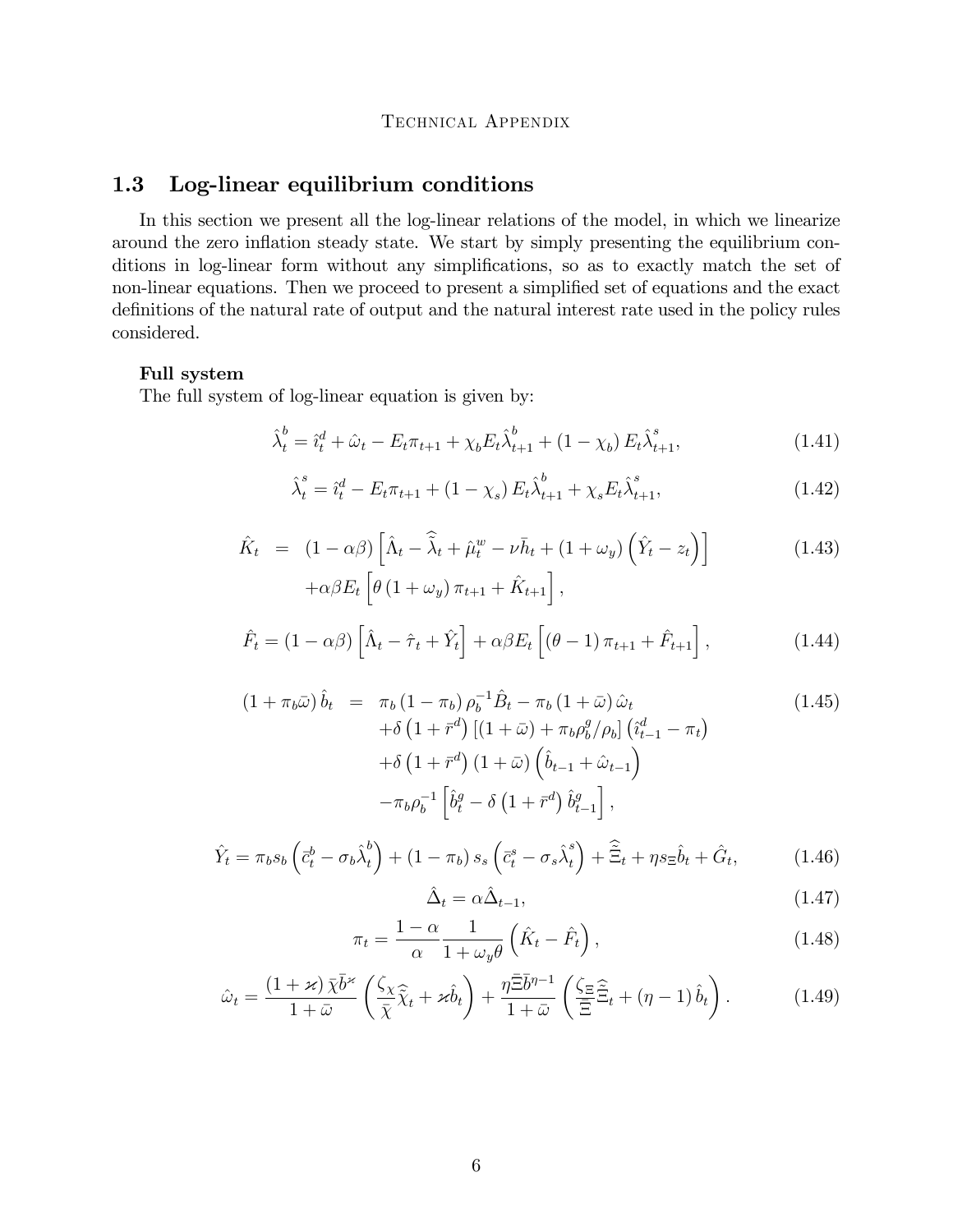## 1.3 Log-linear equilibrium conditions

In this section we present all the log-linear relations of the model, in which we linearize around the zero inflation steady state. We start by simply presenting the equilibrium conditions in log-linear form without any simplifications, so as to exactly match the set of non-linear equations. Then we proceed to present a simplified set of equations and the exact definitions of the natural rate of output and the natural interest rate used in the policy rules considered.

**Full system**

The full system of log-linear equation is given by:

$$\hat{\lambda}_t^b = \hat{\imath}_t^d + \hat{\omega}_t - E_t\pi_{t+1} + \chi_b E_t\hat{\lambda}_{t+1}^b + (1-\chi_b)\, E_t\hat{\lambda}_{t+1}^s, \tag{1.41}$$

$$\hat{\lambda}_t^s = \hat{\imath}_t^d - E_t\pi_{t+1} + (1-\chi_s)\, E_t\hat{\lambda}_{t+1}^b + \chi_s E_t\hat{\lambda}_{t+1}^s, \tag{1.42}$$

$$\begin{aligned}\hat{K}_t &= (1-\alpha\beta)\left[\hat{\Lambda}_t - \hat{\bar{\lambda}}_t + \hat{\mu}_t^w - \nu\bar{h}_t + (1+\omega_y)\left(\hat{Y}_t - z_t\right)\right] \\ &\quad + \alpha\beta E_t\left[\theta\,(1+\omega_y)\,\pi_{t+1} + \hat{K}_{t+1}\right],\end{aligned} \tag{1.43}$$

$$\hat{F}_t = (1-\alpha\beta)\left[\hat{\Lambda}_t - \hat{\tau}_t + \hat{Y}_t\right] + \alpha\beta E_t\left[(\theta-1)\,\pi_{t+1} + \hat{F}_{t+1}\right], \tag{1.44}$$

$$\begin{aligned}(1+\pi_b\bar{\omega})\,\hat{b}_t &= \pi_b\,(1-\pi_b)\,\rho_b^{-1}\hat{B}_t - \pi_b\,(1+\bar{\omega})\,\hat{\omega}_t \\ &\quad + \delta\left(1+\bar{r}^d\right)\left[(1+\bar{\omega}) + \pi_b\rho_b^g/\rho_b\right]\left(\hat{\imath}_{t-1}^d - \pi_t\right) \\ &\quad + \delta\left(1+\bar{r}^d\right)(1+\bar{\omega})\left(\hat{b}_{t-1} + \hat{\omega}_{t-1}\right) \\ &\quad - \pi_b\rho_b^{-1}\left[\hat{b}_t^g - \delta\left(1+\bar{r}^d\right)\hat{b}_{t-1}^g\right],\end{aligned} \tag{1.45}$$

$$\hat{Y}_t = \pi_b s_b\left(\bar{c}_t^b - \sigma_b\hat{\lambda}_t^b\right) + (1-\pi_b)\, s_s\left(\bar{c}_t^s - \sigma_s\hat{\lambda}_t^s\right) + \hat{\bar{\Xi}}_t + \eta s_\Xi\hat{b}_t + \hat{G}_t, \tag{1.46}$$

$$\hat{\Delta}_t = \alpha\hat{\Delta}_{t-1}, \tag{1.47}$$

$$\pi_t = \frac{1-\alpha}{\alpha}\frac{1}{1+\omega_y\theta}\left(\hat{K}_t - \hat{F}_t\right), \tag{1.48}$$

$$\hat{\omega}_t = \frac{(1+\varkappa)\,\bar{\chi}\bar{b}^{\varkappa}}{1+\bar{\omega}}\left(\frac{\zeta_\chi}{\bar{\chi}}\hat{\bar{\chi}}_t + \varkappa\hat{b}_t\right) + \frac{\eta\bar{\Xi}\bar{b}^{\eta-1}}{1+\bar{\omega}}\left(\frac{\zeta_\Xi}{\bar{\Xi}}\hat{\bar{\Xi}}_t + (\eta-1)\,\hat{b}_t\right). \tag{1.49}$$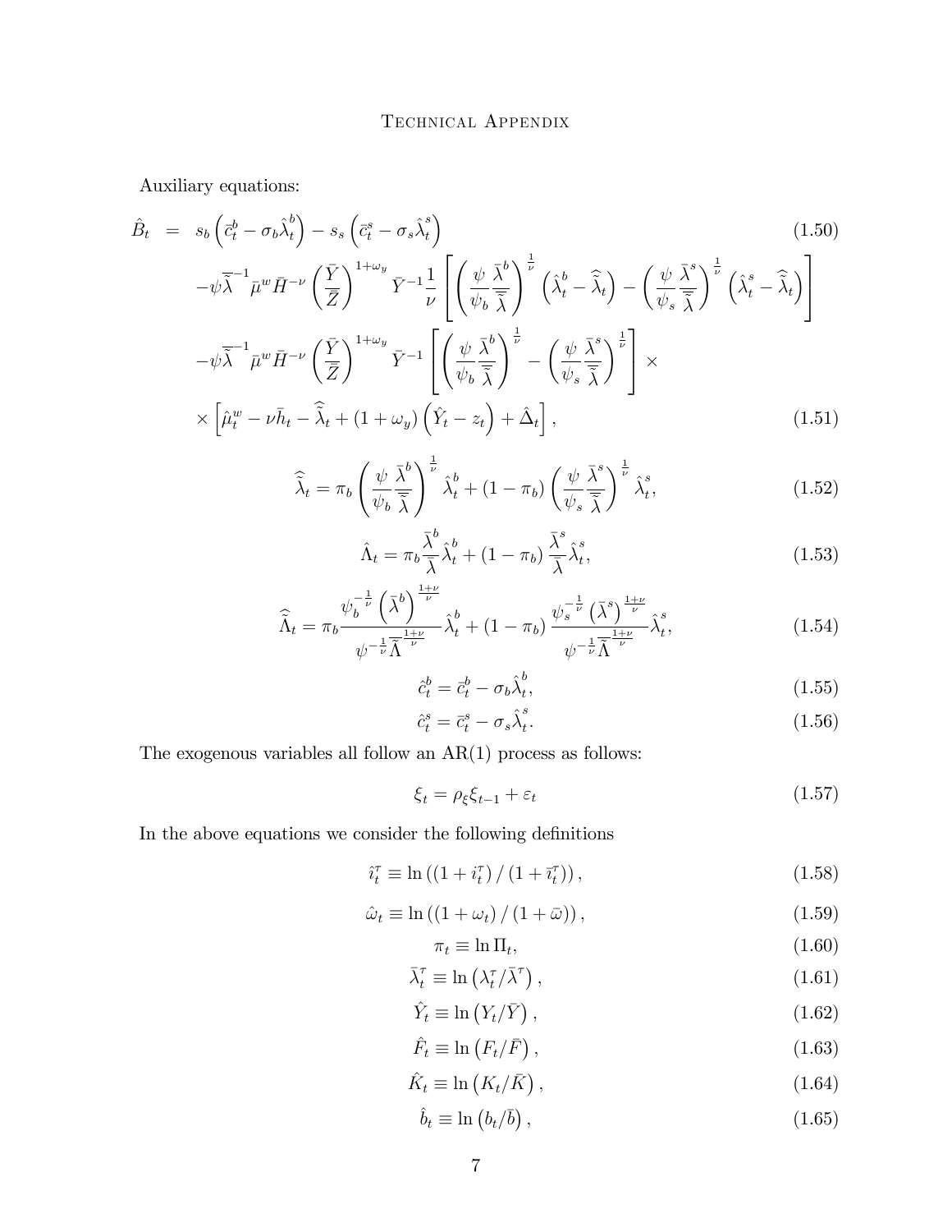Auxiliary equations:

$$
\begin{aligned}
\hat{B}_t &= s_b\left(\bar{c}_t^b - \sigma_b \hat{\lambda}_t^b\right) - s_s\left(\bar{c}_t^s - \sigma_s \hat{\lambda}_t^s\right) && (1.50)\\
&- \psi \bar{\tilde{\lambda}}^{-1} \bar{\mu}^w \bar{H}^{-\nu} \left(\frac{\bar{Y}}{\bar{Z}}\right)^{1+\omega_y} \bar{Y}^{-1} \frac{1}{\nu} \left[ \left(\frac{\psi}{\psi_b} \frac{\bar{\lambda}^b}{\bar{\tilde{\lambda}}}\right)^{\frac{1}{\nu}} \left(\hat{\lambda}_t^b - \hat{\tilde{\lambda}}_t\right) - \left(\frac{\psi}{\psi_s} \frac{\bar{\lambda}^s}{\bar{\tilde{\lambda}}}\right)^{\frac{1}{\nu}} \left(\hat{\lambda}_t^s - \hat{\tilde{\lambda}}_t\right) \right]\\
&- \psi \bar{\tilde{\lambda}}^{-1} \bar{\mu}^w \bar{H}^{-\nu} \left(\frac{\bar{Y}}{\bar{Z}}\right)^{1+\omega_y} \bar{Y}^{-1} \left[ \left(\frac{\psi}{\psi_b} \frac{\bar{\lambda}^b}{\bar{\tilde{\lambda}}}\right)^{\frac{1}{\nu}} - \left(\frac{\psi}{\psi_s} \frac{\bar{\lambda}^s}{\bar{\tilde{\lambda}}}\right)^{\frac{1}{\nu}} \right] \times\\
&\times \left[ \hat{\mu}_t^w - \nu \bar{h}_t - \hat{\tilde{\lambda}}_t + (1+\omega_y)\left(\hat{Y}_t - z_t\right) + \hat{\Delta}_t \right], && (1.51)
\end{aligned}
$$

$$
\hat{\tilde{\lambda}}_t = \pi_b \left(\frac{\psi}{\psi_b} \frac{\bar{\lambda}^b}{\bar{\tilde{\lambda}}}\right)^{\frac{1}{\nu}} \hat{\lambda}_t^b + (1-\pi_b)\left(\frac{\psi}{\psi_s} \frac{\bar{\lambda}^s}{\bar{\tilde{\lambda}}}\right)^{\frac{1}{\nu}} \hat{\lambda}_t^s, \tag{1.52}
$$

$$
\hat{\Lambda}_t = \pi_b \frac{\bar{\lambda}^b}{\bar{\lambda}} \hat{\lambda}_t^b + (1-\pi_b)\frac{\bar{\lambda}^s}{\bar{\lambda}} \hat{\lambda}_t^s, \tag{1.53}
$$

$$
\hat{\tilde{\Lambda}}_t = \pi_b \frac{\psi_b^{-\frac{1}{\nu}} \left(\bar{\lambda}^b\right)^{\frac{1+\nu}{\nu}}}{\psi^{-\frac{1}{\nu}} \bar{\tilde{\Lambda}}^{\frac{1+\nu}{\nu}}} \hat{\lambda}_t^b + (1-\pi_b) \frac{\psi_s^{-\frac{1}{\nu}} \left(\bar{\lambda}^s\right)^{\frac{1+\nu}{\nu}}}{\psi^{-\frac{1}{\nu}} \bar{\tilde{\Lambda}}^{\frac{1+\nu}{\nu}}} \hat{\lambda}_t^s, \tag{1.54}
$$

$$
\hat{c}_t^b = \bar{c}_t^b - \sigma_b \hat{\lambda}_t^b, \tag{1.55}
$$

$$
\hat{c}_t^s = \bar{c}_t^s - \sigma_s \hat{\lambda}_t^s. \tag{1.56}
$$

The exogenous variables all follow an AR(1) process as follows:

$$
\xi_t = \rho_\xi \xi_{t-1} + \varepsilon_t \tag{1.57}
$$

In the above equations we consider the following definitions

$$
\hat{\imath}_t^\tau \equiv \ln\left((1+i_t^\tau)/(1+\bar{\imath}_t^\tau)\right), \tag{1.58}
$$

$$
\hat{\omega}_t \equiv \ln\left((1+\omega_t)/(1+\bar{\omega})\right), \tag{1.59}
$$

$$
\pi_t \equiv \ln \Pi_t, \tag{1.60}
$$

$$
\bar{\lambda}_t^\tau \equiv \ln\left(\lambda_t^\tau/\bar{\lambda}^\tau\right), \tag{1.61}
$$

$$
\hat{Y}_t \equiv \ln\left(Y_t/\bar{Y}\right), \tag{1.62}
$$

$$
\hat{F}_t \equiv \ln\left(F_t/\bar{F}\right), \tag{1.63}
$$

$$
\hat{K}_t \equiv \ln\left(K_t/\bar{K}\right), \tag{1.64}
$$

$$
\hat{b}_t \equiv \ln\left(b_t/\bar{b}\right), \tag{1.65}
$$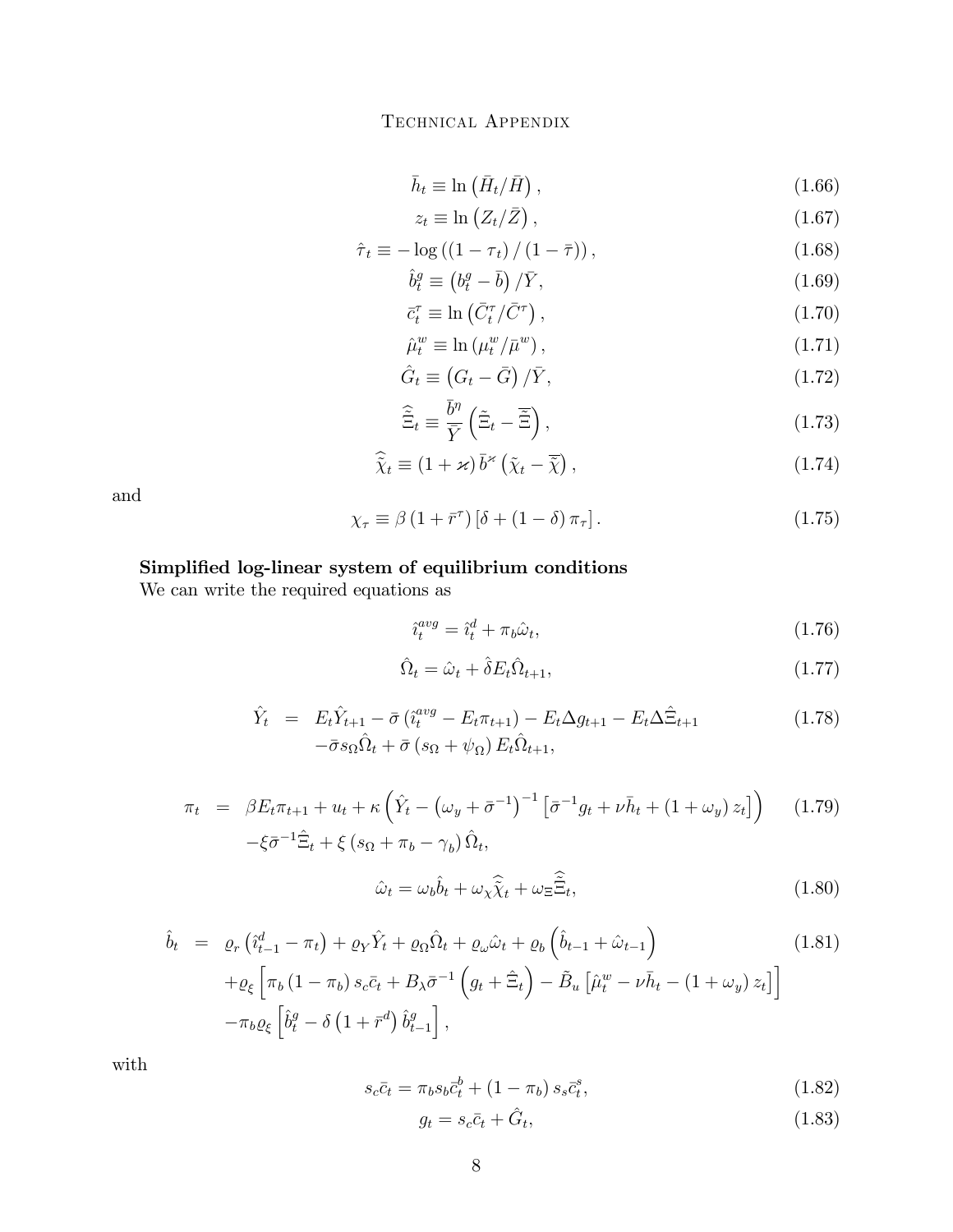$$\bar{h}_t \equiv \ln\left(\bar{H}_t/\bar{H}\right), \tag{1.66}$$

$$z_t \equiv \ln\left(Z_t/\bar{Z}\right), \tag{1.67}$$

$$\hat{\tau}_t \equiv -\log\left(\left(1-\tau_t\right)/\left(1-\bar{\tau}\right)\right), \tag{1.68}$$

$$\hat{b}_t^g \equiv \left(b_t^g - \bar{b}\right)/\bar{Y}, \tag{1.69}$$

$$\bar{c}_t^\tau \equiv \ln\left(\bar{C}_t^\tau/\bar{C}^\tau\right), \tag{1.70}$$

$$\hat{\mu}_t^w \equiv \ln\left(\mu_t^w/\bar{\mu}^w\right), \tag{1.71}$$

$$\hat{G}_t \equiv \left(G_t - \bar{G}\right)/\bar{Y}, \tag{1.72}$$

$$\hat{\tilde{\Xi}}_t \equiv \frac{\bar{b}^\eta}{\bar{Y}}\left(\tilde{\Xi}_t - \bar{\tilde{\Xi}}\right), \tag{1.73}$$

$$\hat{\tilde{\chi}}_t \equiv \left(1+\varkappa\right)\bar{b}^\varkappa\left(\tilde{\chi}_t - \bar{\tilde{\chi}}\right), \tag{1.74}$$

and

$$\chi_\tau \equiv \beta\left(1+\bar{r}^\tau\right)\left[\delta + \left(1-\delta\right)\pi_\tau\right]. \tag{1.75}$$

**Simplified log-linear system of equilibrium conditions**
We can write the required equations as

$$\hat{\imath}_t^{avg} = \hat{\imath}_t^d + \pi_b\hat{\omega}_t, \tag{1.76}$$

$$\hat{\Omega}_t = \hat{\omega}_t + \hat{\delta}E_t\hat{\Omega}_{t+1}, \tag{1.77}$$

$$\begin{aligned}\hat{Y}_t &= E_t\hat{Y}_{t+1} - \bar{\sigma}\left(\hat{\imath}_t^{avg} - E_t\pi_{t+1}\right) - E_t\Delta g_{t+1} - E_t\Delta\hat{\Xi}_{t+1} \\ &\quad -\bar{\sigma}s_\Omega\hat{\Omega}_t + \bar{\sigma}\left(s_\Omega + \psi_\Omega\right)E_t\hat{\Omega}_{t+1},\end{aligned} \tag{1.78}$$

$$\begin{aligned}\pi_t &= \beta E_t\pi_{t+1} + u_t + \kappa\left(\hat{Y}_t - \left(\omega_y + \bar{\sigma}^{-1}\right)^{-1}\left[\bar{\sigma}^{-1}g_t + \nu\bar{h}_t + \left(1+\omega_y\right)z_t\right]\right) \\ &\quad -\xi\bar{\sigma}^{-1}\hat{\Xi}_t + \xi\left(s_\Omega + \pi_b - \gamma_b\right)\hat{\Omega}_t,\end{aligned} \tag{1.79}$$

$$\hat{\omega}_t = \omega_b\hat{b}_t + \omega_\chi\hat{\tilde{\chi}}_t + \omega_\Xi\hat{\tilde{\Xi}}_t, \tag{1.80}$$

$$\begin{aligned}\hat{b}_t &= \varrho_r\left(\hat{\imath}_{t-1}^d - \pi_t\right) + \varrho_Y\hat{Y}_t + \varrho_\Omega\hat{\Omega}_t + \varrho_\omega\hat{\omega}_t + \varrho_b\left(\hat{b}_{t-1} + \hat{\omega}_{t-1}\right) \\ &\quad +\varrho_\xi\left[\pi_b\left(1-\pi_b\right)s_c\bar{c}_t + B_\lambda\bar{\sigma}^{-1}\left(g_t + \hat{\Xi}_t\right) - \tilde{B}_u\left[\hat{\mu}_t^w - \nu\bar{h}_t - \left(1+\omega_y\right)z_t\right]\right] \\ &\quad -\pi_b\varrho_\xi\left[\hat{b}_t^g - \delta\left(1+\bar{r}^d\right)\hat{b}_{t-1}^g\right],\end{aligned} \tag{1.81}$$

with

$$s_c\bar{c}_t = \pi_b s_b\bar{c}_t^b + \left(1-\pi_b\right)s_s\bar{c}_t^s, \tag{1.82}$$

$$g_t = s_c\bar{c}_t + \hat{G}_t, \tag{1.83}$$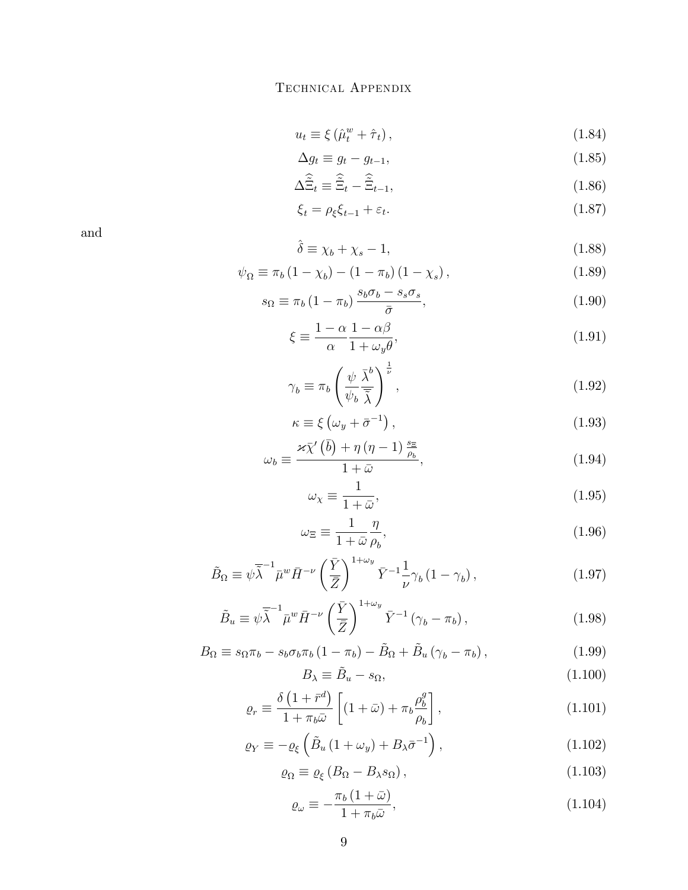$$u_t \equiv \xi \left( \hat{\mu}_t^w + \hat{\tau}_t \right), \tag{1.84}$$

$$\Delta g_t \equiv g_t - g_{t-1}, \tag{1.85}$$

$$\Delta \hat{\bar{\Xi}}_t \equiv \hat{\bar{\Xi}}_t - \hat{\bar{\Xi}}_{t-1}, \tag{1.86}$$

$$\xi_t = \rho_\xi \xi_{t-1} + \varepsilon_t. \tag{1.87}$$

and

$$\hat{\delta} \equiv \chi_b + \chi_s - 1, \tag{1.88}$$

$$\psi_\Omega \equiv \pi_b \left(1 - \chi_b\right) - \left(1 - \pi_b\right)\left(1 - \chi_s\right), \tag{1.89}$$

$$s_\Omega \equiv \pi_b \left(1 - \pi_b\right) \frac{s_b \sigma_b - s_s \sigma_s}{\bar{\sigma}}, \tag{1.90}$$

$$\xi \equiv \frac{1-\alpha}{\alpha} \frac{1 - \alpha\beta}{1 + \omega_y \theta}, \tag{1.91}$$

$$\gamma_b \equiv \pi_b \left( \frac{\psi}{\psi_b} \frac{\bar{\lambda}^b}{\bar{\bar{\lambda}}} \right)^{\frac{1}{\nu}}, \tag{1.92}$$

$$\kappa \equiv \xi \left( \omega_y + \bar{\sigma}^{-1} \right), \tag{1.93}$$

$$\omega_b \equiv \frac{\varkappa \bar{\chi}'\left(\bar{b}\right) + \eta \left(\eta - 1\right) \frac{s_\Xi}{\rho_b}}{1 + \bar{\omega}}, \tag{1.94}$$

$$\omega_\chi \equiv \frac{1}{1 + \bar{\omega}}, \tag{1.95}$$

$$\omega_\Xi \equiv \frac{1}{1 + \bar{\omega}} \frac{\eta}{\rho_b}, \tag{1.96}$$

$$\tilde{B}_\Omega \equiv \psi \bar{\bar{\lambda}}^{-1} \bar{\mu}^w \bar{H}^{-\nu} \left( \frac{\bar{Y}}{\bar{Z}} \right)^{1+\omega_y} \bar{Y}^{-1} \frac{1}{\nu} \gamma_b \left(1 - \gamma_b\right), \tag{1.97}$$

$$\tilde{B}_u \equiv \psi \bar{\bar{\lambda}}^{-1} \bar{\mu}^w \bar{H}^{-\nu} \left( \frac{\bar{Y}}{\bar{Z}} \right)^{1+\omega_y} \bar{Y}^{-1} \left(\gamma_b - \pi_b\right), \tag{1.98}$$

$$B_\Omega \equiv s_\Omega \pi_b - s_b \sigma_b \pi_b \left(1 - \pi_b\right) - \tilde{B}_\Omega + \tilde{B}_u \left(\gamma_b - \pi_b\right), \tag{1.99}$$

$$B_\lambda \equiv \tilde{B}_u - s_\Omega, \tag{1.100}$$

$$\varrho_r \equiv \frac{\delta \left(1 + \bar{r}^d\right)}{1 + \pi_b \bar{\omega}} \left[ \left(1 + \bar{\omega}\right) + \pi_b \frac{\rho_b^g}{\rho_b} \right], \tag{1.101}$$

$$\varrho_Y \equiv -\varrho_\xi \left( \tilde{B}_u \left(1 + \omega_y\right) + B_\lambda \bar{\sigma}^{-1} \right), \tag{1.102}$$

$$\varrho_\Omega \equiv \varrho_\xi \left( B_\Omega - B_\lambda s_\Omega \right), \tag{1.103}$$

$$\varrho_\omega \equiv -\frac{\pi_b \left(1 + \bar{\omega}\right)}{1 + \pi_b \bar{\omega}}, \tag{1.104}$$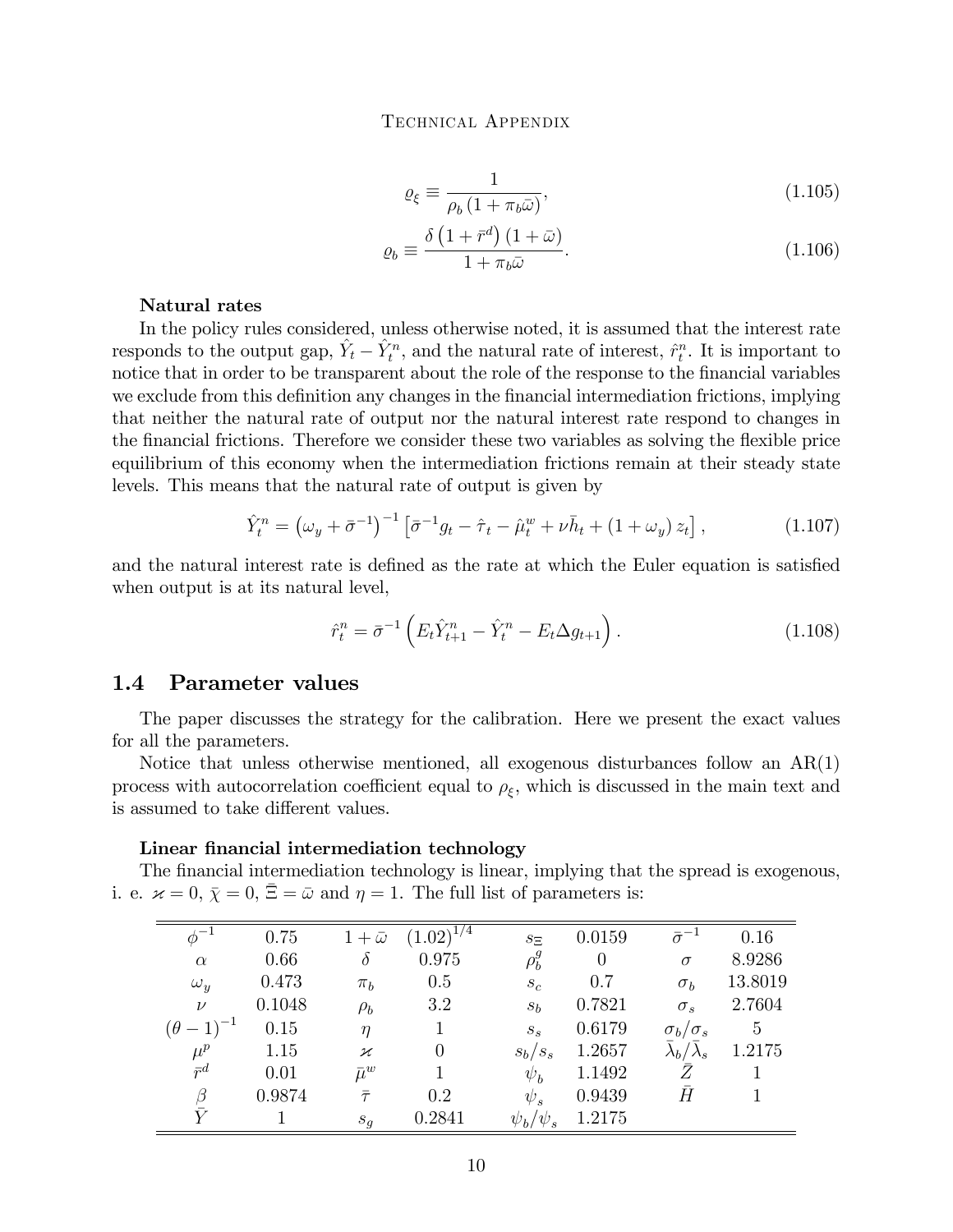$$\varrho_\xi \equiv \frac{1}{\rho_b \left(1 + \pi_b \bar{\omega}\right)}, \tag{1.105}$$

$$\varrho_b \equiv \frac{\delta \left(1 + \bar{r}^d\right) \left(1 + \bar{\omega}\right)}{1 + \pi_b \bar{\omega}}. \tag{1.106}$$

**Natural rates**

In the policy rules considered, unless otherwise noted, it is assumed that the interest rate responds to the output gap, $\hat{Y}_t - \hat{Y}_t^n$, and the natural rate of interest, $\hat{r}_t^n$. It is important to notice that in order to be transparent about the role of the response to the financial variables we exclude from this definition any changes in the financial intermediation frictions, implying that neither the natural rate of output nor the natural interest rate respond to changes in the financial frictions. Therefore we consider these two variables as solving the flexible price equilibrium of this economy when the intermediation frictions remain at their steady state levels. This means that the natural rate of output is given by

$$\hat{Y}_t^n = \left(\omega_y + \bar{\sigma}^{-1}\right)^{-1} \left[\bar{\sigma}^{-1} g_t - \hat{\tau}_t - \hat{\mu}_t^w + \nu \bar{h}_t + \left(1 + \omega_y\right) z_t\right], \tag{1.107}$$

and the natural interest rate is defined as the rate at which the Euler equation is satisfied when output is at its natural level,

$$\hat{r}_t^n = \bar{\sigma}^{-1} \left(E_t \hat{Y}_{t+1}^n - \hat{Y}_t^n - E_t \Delta g_{t+1}\right). \tag{1.108}$$

## 1.4 Parameter values

The paper discusses the strategy for the calibration. Here we present the exact values for all the parameters.

Notice that unless otherwise mentioned, all exogenous disturbances follow an AR(1) process with autocorrelation coefficient equal to $\rho_\xi$, which is discussed in the main text and is assumed to take different values.

**Linear financial intermediation technology**

The financial intermediation technology is linear, implying that the spread is exogenous, i. e. $\varkappa = 0$, $\bar{\chi} = 0$, $\bar{\Xi} = \bar{\omega}$ and $\eta = 1$. The full list of parameters is:

| | | | | | | | |
|---|---|---|---|---|---|---|---|
| $\phi^{-1}$ | 0.75 | $1+\bar{\omega}$ | $(1.02)^{1/4}$ | $s_\Xi$ | 0.0159 | $\bar{\sigma}^{-1}$ | 0.16 |
| $\alpha$ | 0.66 | $\delta$ | 0.975 | $\rho_b^g$ | 0 | $\sigma$ | 8.9286 |
| $\omega_y$ | 0.473 | $\pi_b$ | 0.5 | $s_c$ | 0.7 | $\sigma_b$ | 13.8019 |
| $\nu$ | 0.1048 | $\rho_b$ | 3.2 | $s_b$ | 0.7821 | $\sigma_s$ | 2.7604 |
| $(\theta-1)^{-1}$ | 0.15 | $\eta$ | 1 | $s_s$ | 0.6179 | $\sigma_b/\sigma_s$ | 5 |
| $\mu^p$ | 1.15 | $\varkappa$ | 0 | $s_b/s_s$ | 1.2657 | $\bar{\lambda}_b/\bar{\lambda}_s$ | 1.2175 |
| $\bar{r}^d$ | 0.01 | $\bar{\mu}^w$ | 1 | $\psi_b$ | 1.1492 | $\bar{Z}$ | 1 |
| $\beta$ | 0.9874 | $\bar{\tau}$ | 0.2 | $\psi_s$ | 0.9439 | $\bar{H}$ | 1 |
| $\bar{Y}$ | 1 | $s_g$ | 0.2841 | $\psi_b/\psi_s$ | 1.2175 | | |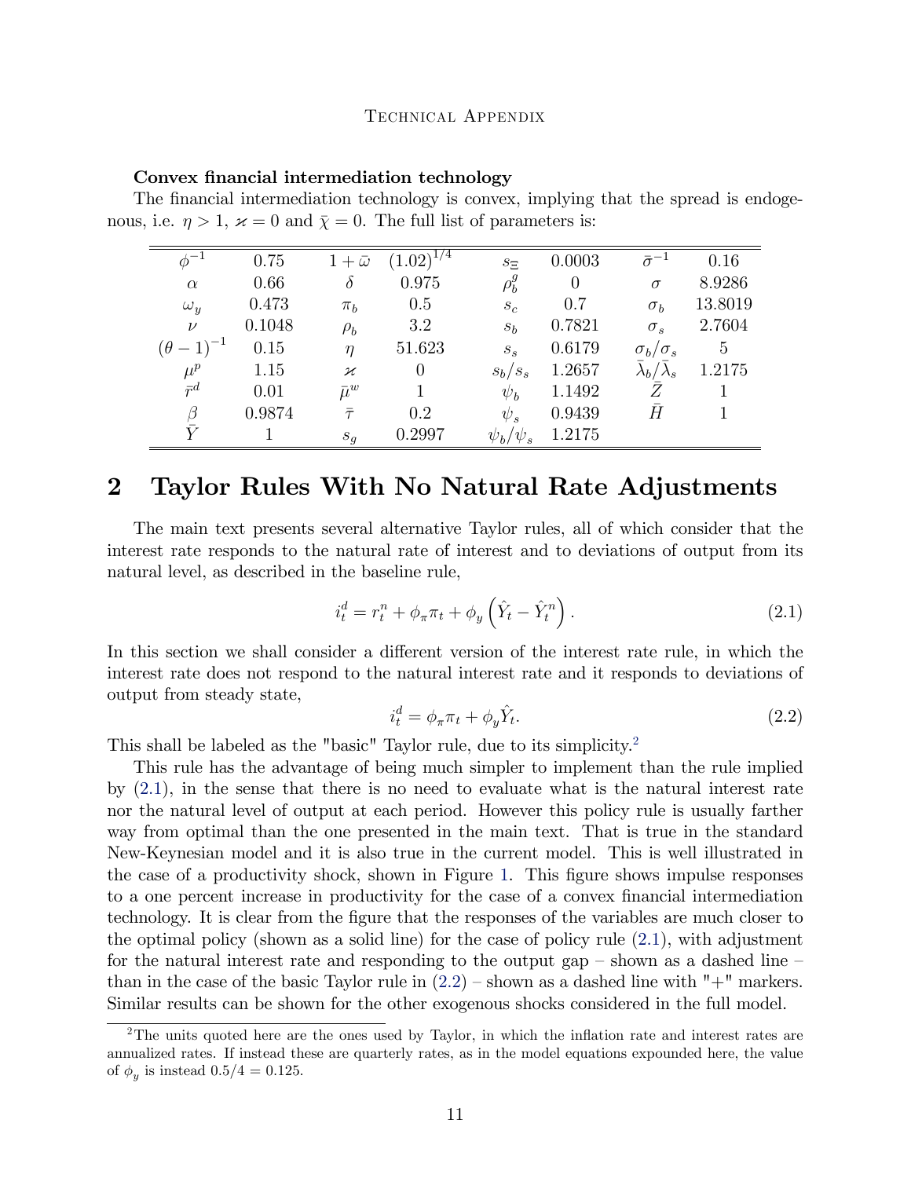**Convex financial intermediation technology**

The financial intermediation technology is convex, implying that the spread is endogenous, i.e. $\eta > 1$, $\varkappa = 0$ and $\bar{\chi} = 0$. The full list of parameters is:

| | | | | | | | |
|---|---|---|---|---|---|---|---|
| $\phi^{-1}$ | 0.75 | $1+\bar{\omega}$ | $(1.02)^{1/4}$ | $s_{\Xi}$ | 0.0003 | $\bar{\sigma}^{-1}$ | 0.16 |
| $\alpha$ | 0.66 | $\delta$ | 0.975 | $\rho_b^g$ | 0 | $\sigma$ | 8.9286 |
| $\omega_y$ | 0.473 | $\pi_b$ | 0.5 | $s_c$ | 0.7 | $\sigma_b$ | 13.8019 |
| $\nu$ | 0.1048 | $\rho_b$ | 3.2 | $s_b$ | 0.7821 | $\sigma_s$ | 2.7604 |
| $(\theta-1)^{-1}$ | 0.15 | $\eta$ | 51.623 | $s_s$ | 0.6179 | $\sigma_b/\sigma_s$ | 5 |
| $\mu^p$ | 1.15 | $\varkappa$ | 0 | $s_b/s_s$ | 1.2657 | $\bar{\lambda}_b/\bar{\lambda}_s$ | 1.2175 |
| $\bar{r}^d$ | 0.01 | $\bar{\mu}^w$ | 1 | $\psi_b$ | 1.1492 | $\bar{Z}$ | 1 |
| $\beta$ | 0.9874 | $\bar{\tau}$ | 0.2 | $\psi_s$ | 0.9439 | $\bar{H}$ | 1 |
| $\bar{Y}$ | 1 | $s_g$ | 0.2997 | $\psi_b/\psi_s$ | 1.2175 | | |

# 2 Taylor Rules With No Natural Rate Adjustments

The main text presents several alternative Taylor rules, all of which consider that the interest rate responds to the natural rate of interest and to deviations of output from its natural level, as described in the baseline rule,

$$i_t^d = r_t^n + \phi_\pi \pi_t + \phi_y \left( \hat{Y}_t - \hat{Y}_t^n \right). \tag{2.1}$$

In this section we shall consider a different version of the interest rate rule, in which the interest rate does not respond to the natural interest rate and it responds to deviations of output from steady state,

$$i_t^d = \phi_\pi \pi_t + \phi_y \hat{Y}_t. \tag{2.2}$$

This shall be labeled as the "basic" Taylor rule, due to its simplicity.[2]

This rule has the advantage of being much simpler to implement than the rule implied by (2.1), in the sense that there is no need to evaluate what is the natural interest rate nor the natural level of output at each period. However this policy rule is usually farther way from optimal than the one presented in the main text. That is true in the standard New-Keynesian model and it is also true in the current model. This is well illustrated in the case of a productivity shock, shown in Figure 1. This figure shows impulse responses to a one percent increase in productivity for the case of a convex financial intermediation technology. It is clear from the figure that the responses of the variables are much closer to the optimal policy (shown as a solid line) for the case of policy rule (2.1), with adjustment for the natural interest rate and responding to the output gap – shown as a dashed line – than in the case of the basic Taylor rule in (2.2) – shown as a dashed line with "+" markers. Similar results can be shown for the other exogenous shocks considered in the full model.

[2] The units quoted here are the ones used by Taylor, in which the inflation rate and interest rates are annualized rates. If instead these are quarterly rates, as in the model equations expounded here, the value of $\phi_y$ is instead $0.5/4 = 0.125$.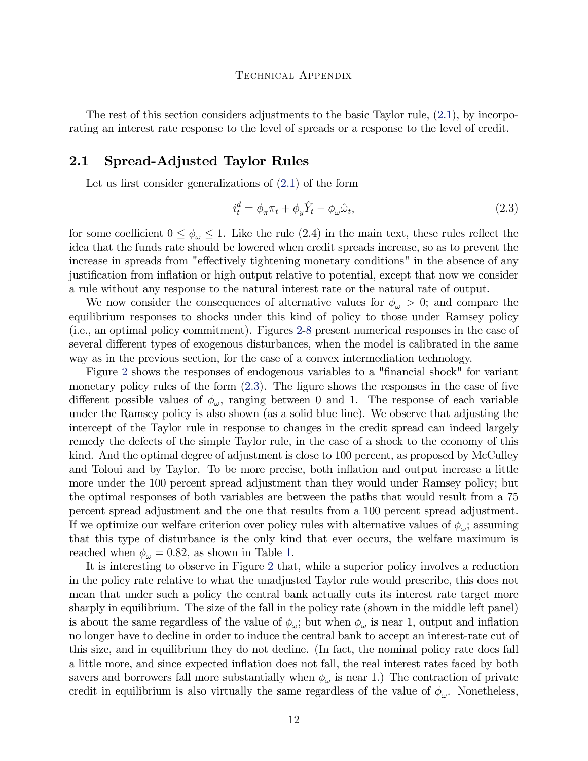The rest of this section considers adjustments to the basic Taylor rule, (2.1), by incorporating an interest rate response to the level of spreads or a response to the level of credit.

## 2.1 Spread-Adjusted Taylor Rules

Let us first consider generalizations of (2.1) of the form

$$i_t^d = \phi_\pi \pi_t + \phi_y \hat{Y}_t - \phi_\omega \hat{\omega}_t, \tag{2.3}$$

for some coefficient $0 \leq \phi_\omega \leq 1$. Like the rule (2.4) in the main text, these rules reflect the idea that the funds rate should be lowered when credit spreads increase, so as to prevent the increase in spreads from "effectively tightening monetary conditions" in the absence of any justification from inflation or high output relative to potential, except that now we consider a rule without any response to the natural interest rate or the natural rate of output.

We now consider the consequences of alternative values for $\phi_\omega > 0$; and compare the equilibrium responses to shocks under this kind of policy to those under Ramsey policy (i.e., an optimal policy commitment). Figures 2-8 present numerical responses in the case of several different types of exogenous disturbances, when the model is calibrated in the same way as in the previous section, for the case of a convex intermediation technology.

Figure 2 shows the responses of endogenous variables to a "financial shock" for variant monetary policy rules of the form (2.3). The figure shows the responses in the case of five different possible values of $\phi_\omega$, ranging between 0 and 1. The response of each variable under the Ramsey policy is also shown (as a solid blue line). We observe that adjusting the intercept of the Taylor rule in response to changes in the credit spread can indeed largely remedy the defects of the simple Taylor rule, in the case of a shock to the economy of this kind. And the optimal degree of adjustment is close to 100 percent, as proposed by McCulley and Toloui and by Taylor. To be more precise, both inflation and output increase a little more under the 100 percent spread adjustment than they would under Ramsey policy; but the optimal responses of both variables are between the paths that would result from a 75 percent spread adjustment and the one that results from a 100 percent spread adjustment. If we optimize our welfare criterion over policy rules with alternative values of $\phi_\omega$; assuming that this type of disturbance is the only kind that ever occurs, the welfare maximum is reached when $\phi_\omega = 0.82$, as shown in Table 1.

It is interesting to observe in Figure 2 that, while a superior policy involves a reduction in the policy rate relative to what the unadjusted Taylor rule would prescribe, this does not mean that under such a policy the central bank actually cuts its interest rate target more sharply in equilibrium. The size of the fall in the policy rate (shown in the middle left panel) is about the same regardless of the value of $\phi_\omega$; but when $\phi_\omega$ is near 1, output and inflation no longer have to decline in order to induce the central bank to accept an interest-rate cut of this size, and in equilibrium they do not decline. (In fact, the nominal policy rate does fall a little more, and since expected inflation does not fall, the real interest rates faced by both savers and borrowers fall more substantially when $\phi_\omega$ is near 1.) The contraction of private credit in equilibrium is also virtually the same regardless of the value of $\phi_\omega$. Nonetheless,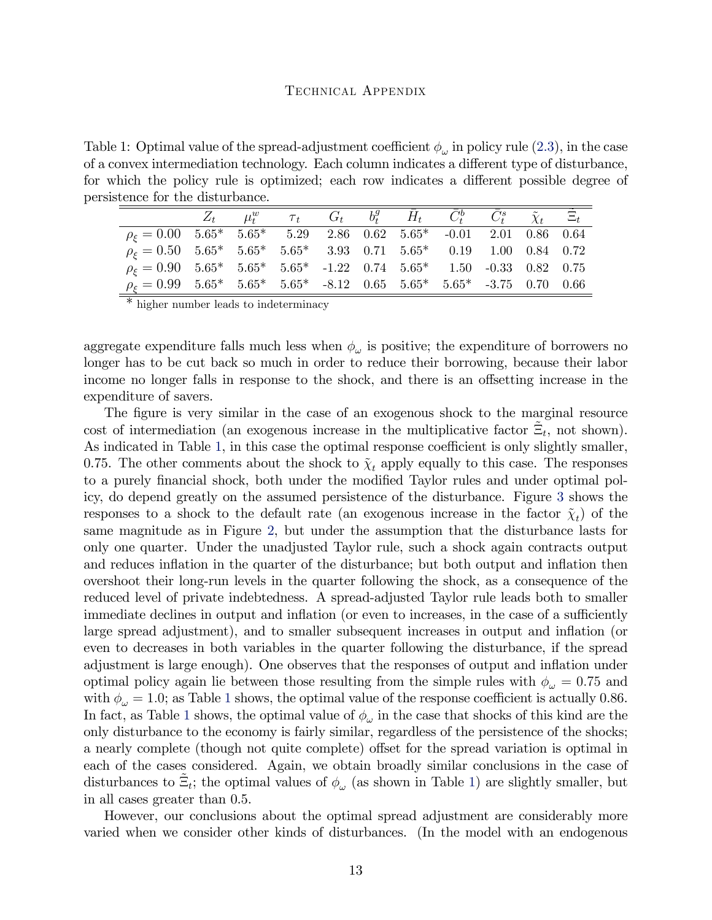Table 1: Optimal value of the spread-adjustment coefficient $\phi_\omega$ in policy rule (2.3), in the case of a convex intermediation technology. Each column indicates a different type of disturbance, for which the policy rule is optimized; each row indicates a different possible degree of persistence for the disturbance.

| | $Z_t$ | $\mu_t^w$ | $\tau_t$ | $G_t$ | $b_t^g$ | $\bar{H}_t$ | $\bar{C}_t^b$ | $\bar{C}_t^s$ | $\tilde{\chi}_t$ | $\tilde{\Xi}_t$ |
|---|---|---|---|---|---|---|---|---|---|---|
| $\rho_\xi = 0.00$ | 5.65* | 5.65* | 5.29 | 2.86 | 0.62 | 5.65* | -0.01 | 2.01 | 0.86 | 0.64 |
| $\rho_\xi = 0.50$ | 5.65* | 5.65* | 5.65* | 3.93 | 0.71 | 5.65* | 0.19 | 1.00 | 0.84 | 0.72 |
| $\rho_\xi = 0.90$ | 5.65* | 5.65* | 5.65* | -1.22 | 0.74 | 5.65* | 1.50 | -0.33 | 0.82 | 0.75 |
| $\rho_\xi = 0.99$ | 5.65* | 5.65* | 5.65* | -8.12 | 0.65 | 5.65* | 5.65* | -3.75 | 0.70 | 0.66 |

\* higher number leads to indeterminacy

aggregate expenditure falls much less when $\phi_\omega$ is positive; the expenditure of borrowers no longer has to be cut back so much in order to reduce their borrowing, because their labor income no longer falls in response to the shock, and there is an offsetting increase in the expenditure of savers.

The figure is very similar in the case of an exogenous shock to the marginal resource cost of intermediation (an exogenous increase in the multiplicative factor $\tilde{\Xi}_t$, not shown). As indicated in Table 1, in this case the optimal response coefficient is only slightly smaller, 0.75. The other comments about the shock to $\tilde{\chi}_t$ apply equally to this case. The responses to a purely financial shock, both under the modified Taylor rules and under optimal policy, do depend greatly on the assumed persistence of the disturbance. Figure 3 shows the responses to a shock to the default rate (an exogenous increase in the factor $\tilde{\chi}_t$) of the same magnitude as in Figure 2, but under the assumption that the disturbance lasts for only one quarter. Under the unadjusted Taylor rule, such a shock again contracts output and reduces inflation in the quarter of the disturbance; but both output and inflation then overshoot their long-run levels in the quarter following the shock, as a consequence of the reduced level of private indebtedness. A spread-adjusted Taylor rule leads both to smaller immediate declines in output and inflation (or even to increases, in the case of a sufficiently large spread adjustment), and to smaller subsequent increases in output and inflation (or even to decreases in both variables in the quarter following the disturbance, if the spread adjustment is large enough). One observes that the responses of output and inflation under optimal policy again lie between those resulting from the simple rules with $\phi_\omega = 0.75$ and with $\phi_\omega = 1.0$; as Table 1 shows, the optimal value of the response coefficient is actually 0.86. In fact, as Table 1 shows, the optimal value of $\phi_\omega$ in the case that shocks of this kind are the only disturbance to the economy is fairly similar, regardless of the persistence of the shocks; a nearly complete (though not quite complete) offset for the spread variation is optimal in each of the cases considered. Again, we obtain broadly similar conclusions in the case of disturbances to $\tilde{\Xi}_t$; the optimal values of $\phi_\omega$ (as shown in Table 1) are slightly smaller, but in all cases greater than 0.5.

However, our conclusions about the optimal spread adjustment are considerably more varied when we consider other kinds of disturbances. (In the model with an endogenous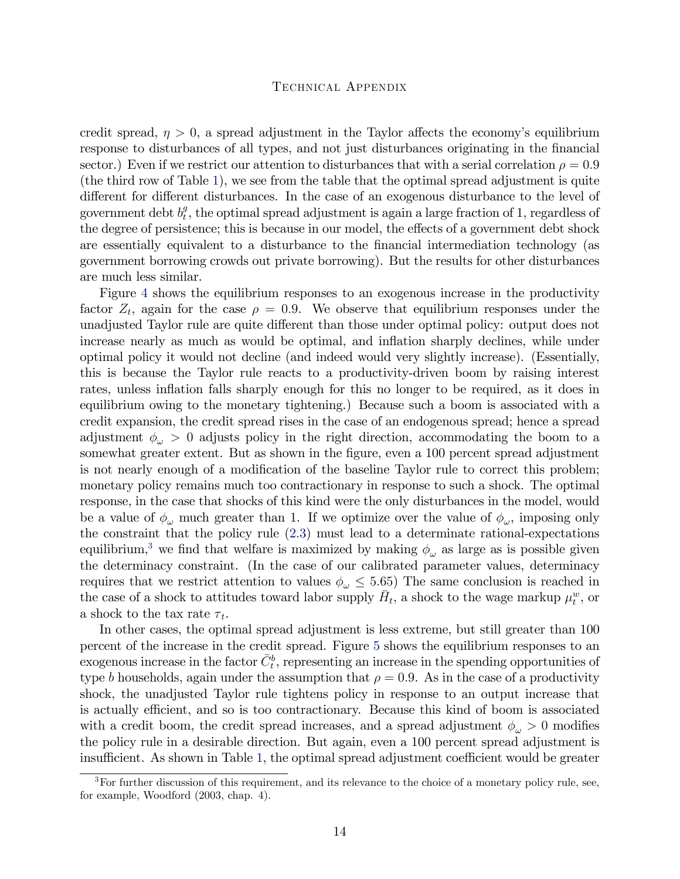credit spread, $\eta > 0$, a spread adjustment in the Taylor affects the economy's equilibrium response to disturbances of all types, and not just disturbances originating in the financial sector.) Even if we restrict our attention to disturbances that with a serial correlation $\rho = 0.9$ (the third row of Table 1), we see from the table that the optimal spread adjustment is quite different for different disturbances. In the case of an exogenous disturbance to the level of government debt $b^g_t$, the optimal spread adjustment is again a large fraction of 1, regardless of the degree of persistence; this is because in our model, the effects of a government debt shock are essentially equivalent to a disturbance to the financial intermediation technology (as government borrowing crowds out private borrowing). But the results for other disturbances are much less similar.

Figure 4 shows the equilibrium responses to an exogenous increase in the productivity factor $Z_t$, again for the case $\rho = 0.9$. We observe that equilibrium responses under the unadjusted Taylor rule are quite different than those under optimal policy: output does not increase nearly as much as would be optimal, and inflation sharply declines, while under optimal policy it would not decline (and indeed would very slightly increase). (Essentially, this is because the Taylor rule reacts to a productivity-driven boom by raising interest rates, unless inflation falls sharply enough for this no longer to be required, as it does in equilibrium owing to the monetary tightening.) Because such a boom is associated with a credit expansion, the credit spread rises in the case of an endogenous spread; hence a spread adjustment $\phi_\omega > 0$ adjusts policy in the right direction, accommodating the boom to a somewhat greater extent. But as shown in the figure, even a 100 percent spread adjustment is not nearly enough of a modification of the baseline Taylor rule to correct this problem; monetary policy remains much too contractionary in response to such a shock. The optimal response, in the case that shocks of this kind were the only disturbances in the model, would be a value of $\phi_\omega$ much greater than 1. If we optimize over the value of $\phi_\omega$, imposing only the constraint that the policy rule (2.3) must lead to a determinate rational-expectations equilibrium,[3] we find that welfare is maximized by making $\phi_\omega$ as large as is possible given the determinacy constraint. (In the case of our calibrated parameter values, determinacy requires that we restrict attention to values $\phi_\omega \leq 5.65$) The same conclusion is reached in the case of a shock to attitudes toward labor supply $\bar{H}_t$, a shock to the wage markup $\mu^w_t$, or a shock to the tax rate $\tau_t$.

In other cases, the optimal spread adjustment is less extreme, but still greater than 100 percent of the increase in the credit spread. Figure 5 shows the equilibrium responses to an exogenous increase in the factor $\bar{C}^b_t$, representing an increase in the spending opportunities of type $b$ households, again under the assumption that $\rho = 0.9$. As in the case of a productivity shock, the unadjusted Taylor rule tightens policy in response to an output increase that is actually efficient, and so is too contractionary. Because this kind of boom is associated with a credit boom, the credit spread increases, and a spread adjustment $\phi_\omega > 0$ modifies the policy rule in a desirable direction. But again, even a 100 percent spread adjustment is insufficient. As shown in Table 1, the optimal spread adjustment coefficient would be greater

[3] For further discussion of this requirement, and its relevance to the choice of a monetary policy rule, see, for example, Woodford (2003, chap. 4).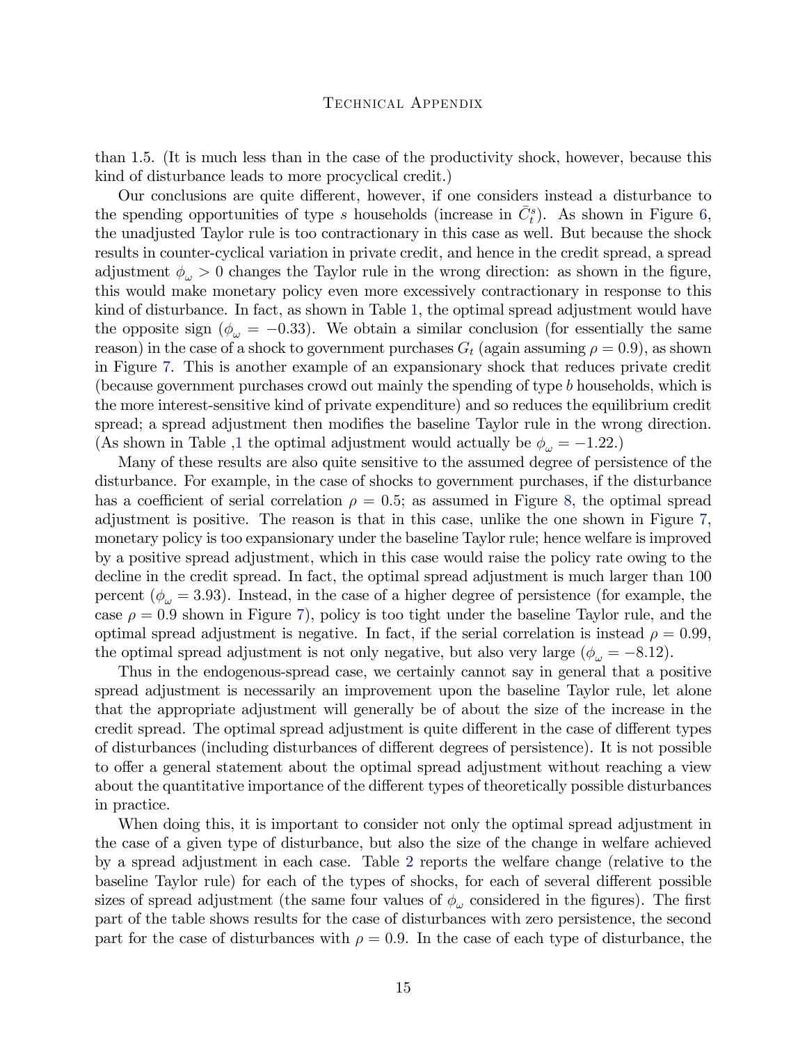than 1.5. (It is much less than in the case of the productivity shock, however, because this kind of disturbance leads to more procyclical credit.)

Our conclusions are quite different, however, if one considers instead a disturbance to the spending opportunities of type $s$ households (increase in $\bar{C}_t^s$). As shown in Figure 6, the unadjusted Taylor rule is too contractionary in this case as well. But because the shock results in counter-cyclical variation in private credit, and hence in the credit spread, a spread adjustment $\phi_\omega > 0$ changes the Taylor rule in the wrong direction: as shown in the figure, this would make monetary policy even more excessively contractionary in response to this kind of disturbance. In fact, as shown in Table 1, the optimal spread adjustment would have the opposite sign ($\phi_\omega = -0.33$). We obtain a similar conclusion (for essentially the same reason) in the case of a shock to government purchases $G_t$ (again assuming $\rho = 0.9$), as shown in Figure 7. This is another example of an expansionary shock that reduces private credit (because government purchases crowd out mainly the spending of type $b$ households, which is the more interest-sensitive kind of private expenditure) and so reduces the equilibrium credit spread; a spread adjustment then modifies the baseline Taylor rule in the wrong direction. (As shown in Table ,1 the optimal adjustment would actually be $\phi_\omega = -1.22$.)

Many of these results are also quite sensitive to the assumed degree of persistence of the disturbance. For example, in the case of shocks to government purchases, if the disturbance has a coefficient of serial correlation $\rho = 0.5$; as assumed in Figure 8, the optimal spread adjustment is positive. The reason is that in this case, unlike the one shown in Figure 7, monetary policy is too expansionary under the baseline Taylor rule; hence welfare is improved by a positive spread adjustment, which in this case would raise the policy rate owing to the decline in the credit spread. In fact, the optimal spread adjustment is much larger than 100 percent ($\phi_\omega = 3.93$). Instead, in the case of a higher degree of persistence (for example, the case $\rho = 0.9$ shown in Figure 7), policy is too tight under the baseline Taylor rule, and the optimal spread adjustment is negative. In fact, if the serial correlation is instead $\rho = 0.99$, the optimal spread adjustment is not only negative, but also very large ($\phi_\omega = -8.12$).

Thus in the endogenous-spread case, we certainly cannot say in general that a positive spread adjustment is necessarily an improvement upon the baseline Taylor rule, let alone that the appropriate adjustment will generally be of about the size of the increase in the credit spread. The optimal spread adjustment is quite different in the case of different types of disturbances (including disturbances of different degrees of persistence). It is not possible to offer a general statement about the optimal spread adjustment without reaching a view about the quantitative importance of the different types of theoretically possible disturbances in practice.

When doing this, it is important to consider not only the optimal spread adjustment in the case of a given type of disturbance, but also the size of the change in welfare achieved by a spread adjustment in each case. Table 2 reports the welfare change (relative to the baseline Taylor rule) for each of the types of shocks, for each of several different possible sizes of spread adjustment (the same four values of $\phi_\omega$ considered in the figures). The first part of the table shows results for the case of disturbances with zero persistence, the second part for the case of disturbances with $\rho = 0.9$. In the case of each type of disturbance, the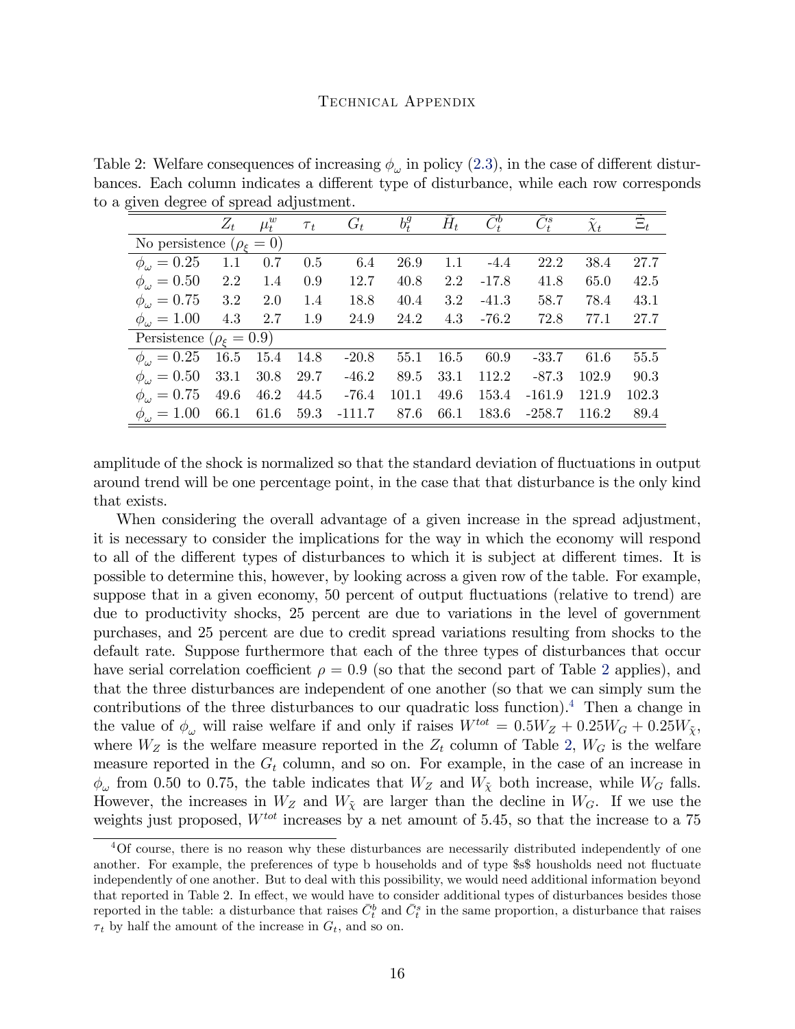Table 2: Welfare consequences of increasing $\phi_\omega$ in policy (2.3), in the case of different disturbances. Each column indicates a different type of disturbance, while each row corresponds to a given degree of spread adjustment.

| | $Z_t$ | $\mu_t^w$ | $\tau_t$ | $G_t$ | $b_t^g$ | $\bar{H}_t$ | $\bar{C}_t^b$ | $\bar{C}_t^s$ | $\tilde{\chi}_t$ | $\tilde{\Xi}_t$ |
|---|---|---|---|---|---|---|---|---|---|---|
| No persistence ($\rho_\xi = 0$) | | | | | | | | | | |
| $\phi_\omega = 0.25$ | 1.1 | 0.7 | 0.5 | 6.4 | 26.9 | 1.1 | -4.4 | 22.2 | 38.4 | 27.7 |
| $\phi_\omega = 0.50$ | 2.2 | 1.4 | 0.9 | 12.7 | 40.8 | 2.2 | -17.8 | 41.8 | 65.0 | 42.5 |
| $\phi_\omega = 0.75$ | 3.2 | 2.0 | 1.4 | 18.8 | 40.4 | 3.2 | -41.3 | 58.7 | 78.4 | 43.1 |
| $\phi_\omega = 1.00$ | 4.3 | 2.7 | 1.9 | 24.9 | 24.2 | 4.3 | -76.2 | 72.8 | 77.1 | 27.7 |
| Persistence ($\rho_\xi = 0.9$) | | | | | | | | | | |
| $\phi_\omega = 0.25$ | 16.5 | 15.4 | 14.8 | -20.8 | 55.1 | 16.5 | 60.9 | -33.7 | 61.6 | 55.5 |
| $\phi_\omega = 0.50$ | 33.1 | 30.8 | 29.7 | -46.2 | 89.5 | 33.1 | 112.2 | -87.3 | 102.9 | 90.3 |
| $\phi_\omega = 0.75$ | 49.6 | 46.2 | 44.5 | -76.4 | 101.1 | 49.6 | 153.4 | -161.9 | 121.9 | 102.3 |
| $\phi_\omega = 1.00$ | 66.1 | 61.6 | 59.3 | -111.7 | 87.6 | 66.1 | 183.6 | -258.7 | 116.2 | 89.4 |

amplitude of the shock is normalized so that the standard deviation of fluctuations in output around trend will be one percentage point, in the case that that disturbance is the only kind that exists.

When considering the overall advantage of a given increase in the spread adjustment, it is necessary to consider the implications for the way in which the economy will respond to all of the different types of disturbances to which it is subject at different times. It is possible to determine this, however, by looking across a given row of the table. For example, suppose that in a given economy, 50 percent of output fluctuations (relative to trend) are due to productivity shocks, 25 percent are due to variations in the level of government purchases, and 25 percent are due to credit spread variations resulting from shocks to the default rate. Suppose furthermore that each of the three types of disturbances that occur have serial correlation coefficient $\rho = 0.9$ (so that the second part of Table 2 applies), and that the three disturbances are independent of one another (so that we can simply sum the contributions of the three disturbances to our quadratic loss function).[4] Then a change in the value of $\phi_\omega$ will raise welfare if and only if raises $W^{tot} = 0.5W_Z + 0.25W_G + 0.25W_{\tilde{\chi}}$, where $W_Z$ is the welfare measure reported in the $Z_t$ column of Table 2, $W_G$ is the welfare measure reported in the $G_t$ column, and so on. For example, in the case of an increase in $\phi_\omega$ from 0.50 to 0.75, the table indicates that $W_Z$ and $W_{\tilde{\chi}}$ both increase, while $W_G$ falls. However, the increases in $W_Z$ and $W_{\tilde{\chi}}$ are larger than the decline in $W_G$. If we use the weights just proposed, $W^{tot}$ increases by a net amount of 5.45, so that the increase to a 75

[4] Of course, there is no reason why these disturbances are necessarily distributed independently of one another. For example, the preferences of type b households and of type $s$ housholds need not fluctuate independently of one another. But to deal with this possibility, we would need additional information beyond that reported in Table 2. In effect, we would have to consider additional types of disturbances besides those reported in the table: a disturbance that raises $\bar{C}_t^b$ and $\bar{C}_t^s$ in the same proportion, a disturbance that raises $\tau_t$ by half the amount of the increase in $G_t$, and so on.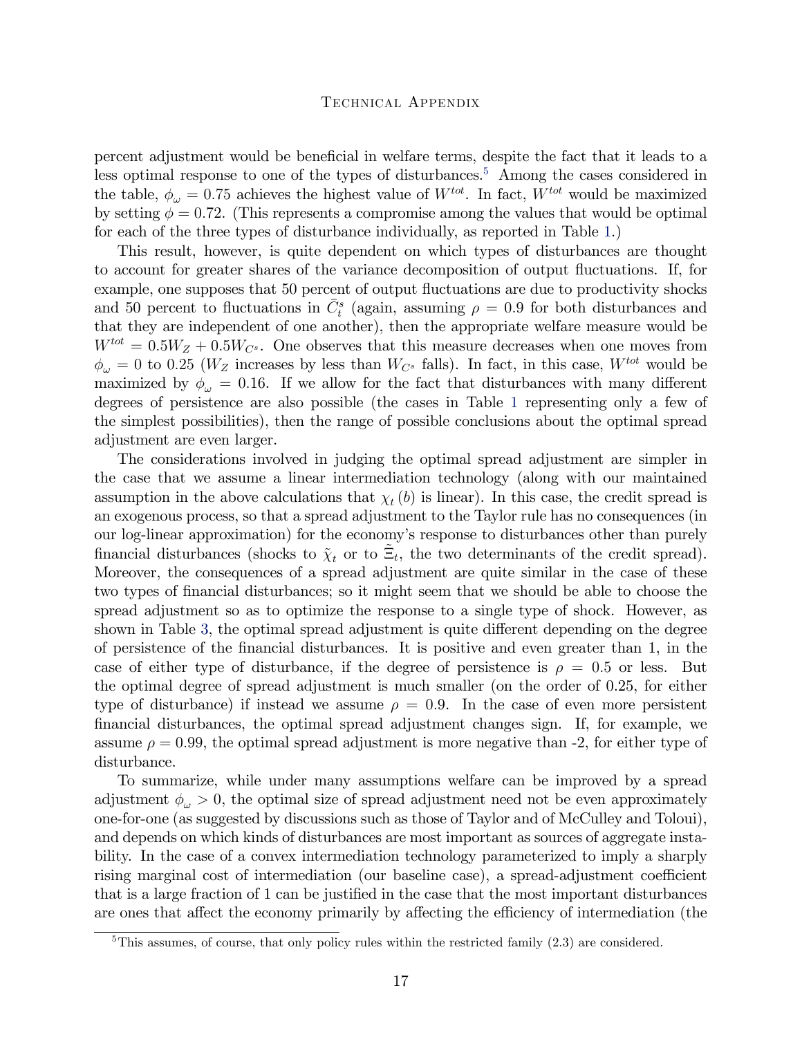percent adjustment would be beneficial in welfare terms, despite the fact that it leads to a less optimal response to one of the types of disturbances.[5] Among the cases considered in the table, $\phi_\omega = 0.75$ achieves the highest value of $W^{tot}$. In fact, $W^{tot}$ would be maximized by setting $\phi = 0.72$. (This represents a compromise among the values that would be optimal for each of the three types of disturbance individually, as reported in Table 1.)

This result, however, is quite dependent on which types of disturbances are thought to account for greater shares of the variance decomposition of output fluctuations. If, for example, one supposes that 50 percent of output fluctuations are due to productivity shocks and 50 percent to fluctuations in $\bar{C}_t^s$ (again, assuming $\rho = 0.9$ for both disturbances and that they are independent of one another), then the appropriate welfare measure would be $W^{tot} = 0.5W_Z + 0.5W_{C^s}$. One observes that this measure decreases when one moves from $\phi_\omega = 0$ to 0.25 ($W_Z$ increases by less than $W_{C^s}$ falls). In fact, in this case, $W^{tot}$ would be maximized by $\phi_\omega = 0.16$. If we allow for the fact that disturbances with many different degrees of persistence are also possible (the cases in Table 1 representing only a few of the simplest possibilities), then the range of possible conclusions about the optimal spread adjustment are even larger.

The considerations involved in judging the optimal spread adjustment are simpler in the case that we assume a linear intermediation technology (along with our maintained assumption in the above calculations that $\chi_t(b)$ is linear). In this case, the credit spread is an exogenous process, so that a spread adjustment to the Taylor rule has no consequences (in our log-linear approximation) for the economy's response to disturbances other than purely financial disturbances (shocks to $\tilde{\chi}_t$ or to $\tilde{\Xi}_t$, the two determinants of the credit spread). Moreover, the consequences of a spread adjustment are quite similar in the case of these two types of financial disturbances; so it might seem that we should be able to choose the spread adjustment so as to optimize the response to a single type of shock. However, as shown in Table 3, the optimal spread adjustment is quite different depending on the degree of persistence of the financial disturbances. It is positive and even greater than 1, in the case of either type of disturbance, if the degree of persistence is $\rho = 0.5$ or less. But the optimal degree of spread adjustment is much smaller (on the order of 0.25, for either type of disturbance) if instead we assume $\rho = 0.9$. In the case of even more persistent financial disturbances, the optimal spread adjustment changes sign. If, for example, we assume $\rho = 0.99$, the optimal spread adjustment is more negative than -2, for either type of disturbance.

To summarize, while under many assumptions welfare can be improved by a spread adjustment $\phi_\omega > 0$, the optimal size of spread adjustment need not be even approximately one-for-one (as suggested by discussions such as those of Taylor and of McCulley and Toloui), and depends on which kinds of disturbances are most important as sources of aggregate instability. In the case of a convex intermediation technology parameterized to imply a sharply rising marginal cost of intermediation (our baseline case), a spread-adjustment coefficient that is a large fraction of 1 can be justified in the case that the most important disturbances are ones that affect the economy primarily by affecting the efficiency of intermediation (the

[5] This assumes, of course, that only policy rules within the restricted family (2.3) are considered.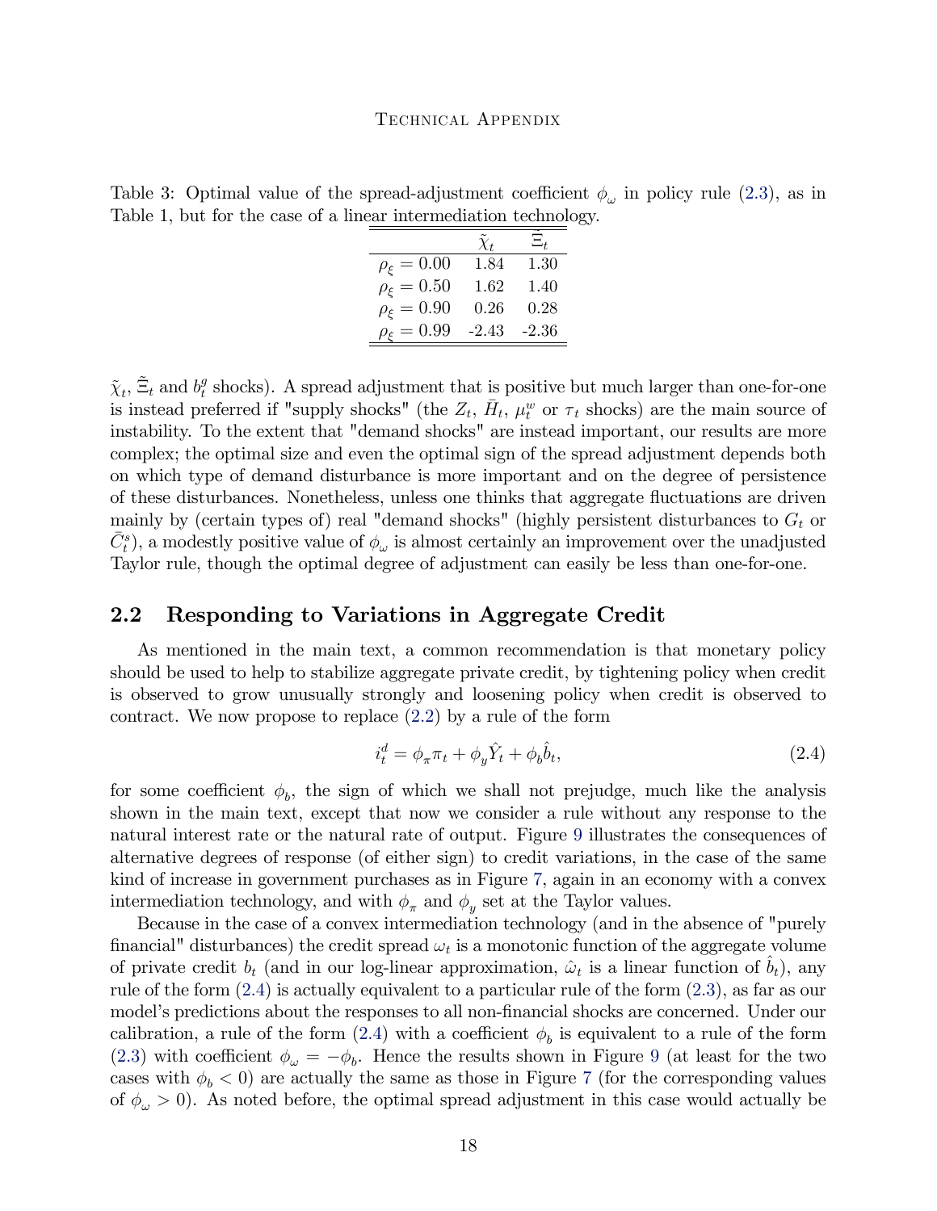Table 3: Optimal value of the spread-adjustment coefficient $\phi_\omega$ in policy rule (2.3), as in Table 1, but for the case of a linear intermediation technology.

| | $\tilde{\chi}_t$ | $\tilde{\Xi}_t$ |
|---|---|---|
| $\rho_\xi = 0.00$ | 1.84 | 1.30 |
| $\rho_\xi = 0.50$ | 1.62 | 1.40 |
| $\rho_\xi = 0.90$ | 0.26 | 0.28 |
| $\rho_\xi = 0.99$ | -2.43 | -2.36 |

$\tilde{\chi}_t$, $\tilde{\Xi}_t$ and $b_t^g$ shocks). A spread adjustment that is positive but much larger than one-for-one is instead preferred if "supply shocks" (the $Z_t$, $\bar{H}_t$, $\mu_t^w$ or $\tau_t$ shocks) are the main source of instability. To the extent that "demand shocks" are instead important, our results are more complex; the optimal size and even the optimal sign of the spread adjustment depends both on which type of demand disturbance is more important and on the degree of persistence of these disturbances. Nonetheless, unless one thinks that aggregate fluctuations are driven mainly by (certain types of) real "demand shocks" (highly persistent disturbances to $G_t$ or $\bar{C}_t^s$), a modestly positive value of $\phi_\omega$ is almost certainly an improvement over the unadjusted Taylor rule, though the optimal degree of adjustment can easily be less than one-for-one.

## 2.2 Responding to Variations in Aggregate Credit

As mentioned in the main text, a common recommendation is that monetary policy should be used to help to stabilize aggregate private credit, by tightening policy when credit is observed to grow unusually strongly and loosening policy when credit is observed to contract. We now propose to replace (2.2) by a rule of the form

$$i_t^d = \phi_\pi \pi_t + \phi_y \hat{Y}_t + \phi_b \hat{b}_t, \tag{2.4}$$

for some coefficient $\phi_b$, the sign of which we shall not prejudge, much like the analysis shown in the main text, except that now we consider a rule without any response to the natural interest rate or the natural rate of output. Figure 9 illustrates the consequences of alternative degrees of response (of either sign) to credit variations, in the case of the same kind of increase in government purchases as in Figure 7, again in an economy with a convex intermediation technology, and with $\phi_\pi$ and $\phi_y$ set at the Taylor values.

Because in the case of a convex intermediation technology (and in the absence of "purely financial" disturbances) the credit spread $\omega_t$ is a monotonic function of the aggregate volume of private credit $b_t$ (and in our log-linear approximation, $\hat{\omega}_t$ is a linear function of $\hat{b}_t$), any rule of the form (2.4) is actually equivalent to a particular rule of the form (2.3), as far as our model's predictions about the responses to all non-financial shocks are concerned. Under our calibration, a rule of the form (2.4) with a coefficient $\phi_b$ is equivalent to a rule of the form (2.3) with coefficient $\phi_\omega = -\phi_b$. Hence the results shown in Figure 9 (at least for the two cases with $\phi_b < 0$) are actually the same as those in Figure 7 (for the corresponding values of $\phi_\omega > 0$). As noted before, the optimal spread adjustment in this case would actually be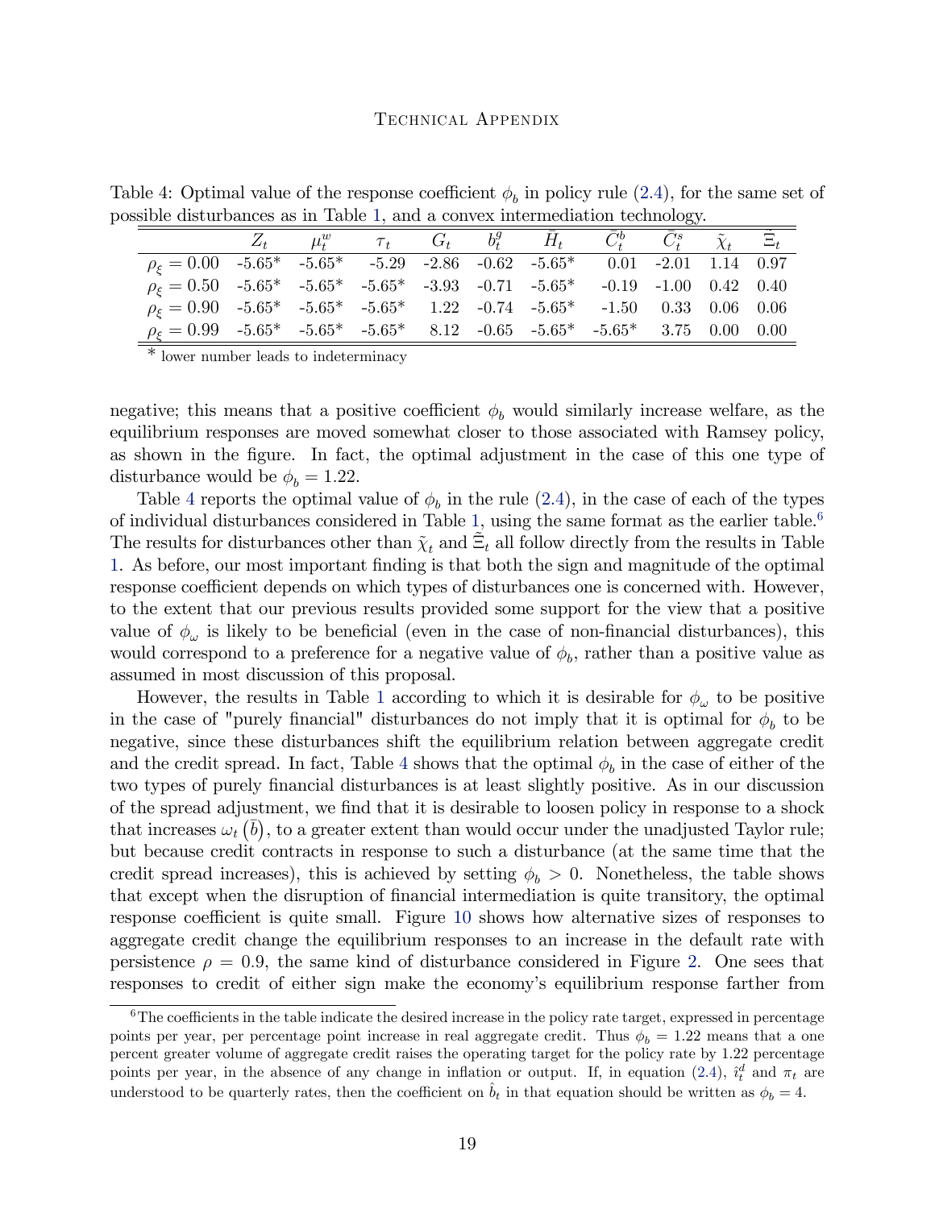Table 4: Optimal value of the response coefficient $\phi_b$ in policy rule (2.4), for the same set of possible disturbances as in Table 1, and a convex intermediation technology.

| | $Z_t$ | $\mu^w_t$ | $\tau_t$ | $G_t$ | $b^g_t$ | $\bar{H}_t$ | $\bar{C}^b_t$ | $\bar{C}^s_t$ | $\tilde{\chi}_t$ | $\tilde{\Xi}_t$ |
|---|---|---|---|---|---|---|---|---|---|---|
| $\rho_\xi = 0.00$ | -5.65* | -5.65* | -5.29 | -2.86 | -0.62 | -5.65* | 0.01 | -2.01 | 1.14 | 0.97 |
| $\rho_\xi = 0.50$ | -5.65* | -5.65* | -5.65* | -3.93 | -0.71 | -5.65* | -0.19 | -1.00 | 0.42 | 0.40 |
| $\rho_\xi = 0.90$ | -5.65* | -5.65* | -5.65* | 1.22 | -0.74 | -5.65* | -1.50 | 0.33 | 0.06 | 0.06 |
| $\rho_\xi = 0.99$ | -5.65* | -5.65* | -5.65* | 8.12 | -0.65 | -5.65* | -5.65* | 3.75 | 0.00 | 0.00 |

\* lower number leads to indeterminacy

negative; this means that a positive coefficient $\phi_b$ would similarly increase welfare, as the equilibrium responses are moved somewhat closer to those associated with Ramsey policy, as shown in the figure. In fact, the optimal adjustment in the case of this one type of disturbance would be $\phi_b = 1.22$.

Table 4 reports the optimal value of $\phi_b$ in the rule (2.4), in the case of each of the types of individual disturbances considered in Table 1, using the same format as the earlier table.[6] The results for disturbances other than $\tilde{\chi}_t$ and $\tilde{\Xi}_t$ all follow directly from the results in Table 1. As before, our most important finding is that both the sign and magnitude of the optimal response coefficient depends on which types of disturbances one is concerned with. However, to the extent that our previous results provided some support for the view that a positive value of $\phi_\omega$ is likely to be beneficial (even in the case of non-financial disturbances), this would correspond to a preference for a negative value of $\phi_b$, rather than a positive value as assumed in most discussion of this proposal.

However, the results in Table 1 according to which it is desirable for $\phi_\omega$ to be positive in the case of "purely financial" disturbances do not imply that it is optimal for $\phi_b$ to be negative, since these disturbances shift the equilibrium relation between aggregate credit and the credit spread. In fact, Table 4 shows that the optimal $\phi_b$ in the case of either of the two types of purely financial disturbances is at least slightly positive. As in our discussion of the spread adjustment, we find that it is desirable to loosen policy in response to a shock that increases $\omega_t(\bar{b})$, to a greater extent than would occur under the unadjusted Taylor rule; but because credit contracts in response to such a disturbance (at the same time that the credit spread increases), this is achieved by setting $\phi_b > 0$. Nonetheless, the table shows that except when the disruption of financial intermediation is quite transitory, the optimal response coefficient is quite small. Figure 10 shows how alternative sizes of responses to aggregate credit change the equilibrium responses to an increase in the default rate with persistence $\rho = 0.9$, the same kind of disturbance considered in Figure 2. One sees that responses to credit of either sign make the economy's equilibrium response farther from

[6] The coefficients in the table indicate the desired increase in the policy rate target, expressed in percentage points per year, per percentage point increase in real aggregate credit. Thus $\phi_b = 1.22$ means that a one percent greater volume of aggregate credit raises the operating target for the policy rate by 1.22 percentage points per year, in the absence of any change in inflation or output. If, in equation (2.4), $\hat{\imath}^d_t$ and $\pi_t$ are understood to be quarterly rates, then the coefficient on $\hat{b}_t$ in that equation should be written as $\phi_b = 4$.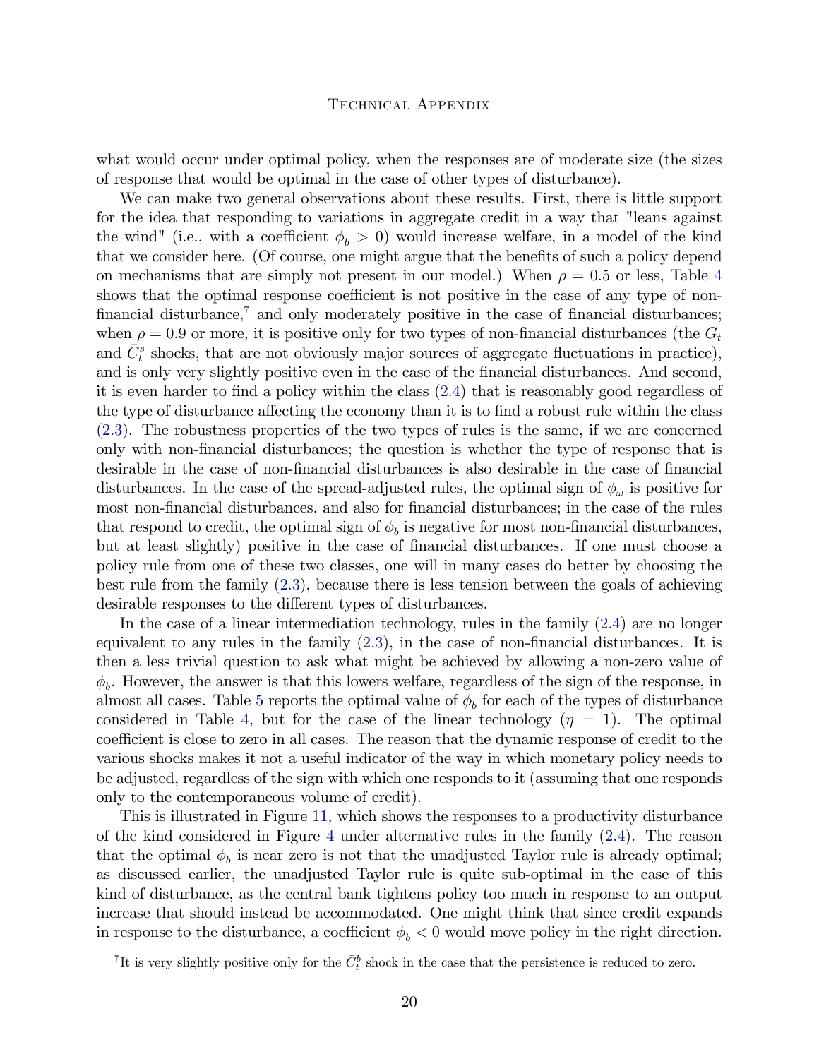what would occur under optimal policy, when the responses are of moderate size (the sizes of response that would be optimal in the case of other types of disturbance).

We can make two general observations about these results. First, there is little support for the idea that responding to variations in aggregate credit in a way that "leans against the wind" (i.e., with a coefficient $\phi_b > 0$) would increase welfare, in a model of the kind that we consider here. (Of course, one might argue that the benefits of such a policy depend on mechanisms that are simply not present in our model.) When $\rho = 0.5$ or less, Table 4 shows that the optimal response coefficient is not positive in the case of any type of non-financial disturbance,[7] and only moderately positive in the case of financial disturbances; when $\rho = 0.9$ or more, it is positive only for two types of non-financial disturbances (the $G_t$ and $\bar{C}_t^s$ shocks, that are not obviously major sources of aggregate fluctuations in practice), and is only very slightly positive even in the case of the financial disturbances. And second, it is even harder to find a policy within the class (2.4) that is reasonably good regardless of the type of disturbance affecting the economy than it is to find a robust rule within the class (2.3). The robustness properties of the two types of rules is the same, if we are concerned only with non-financial disturbances; the question is whether the type of response that is desirable in the case of non-financial disturbances is also desirable in the case of financial disturbances. In the case of the spread-adjusted rules, the optimal sign of $\phi_\omega$ is positive for most non-financial disturbances, and also for financial disturbances; in the case of the rules that respond to credit, the optimal sign of $\phi_b$ is negative for most non-financial disturbances, but at least slightly) positive in the case of financial disturbances. If one must choose a policy rule from one of these two classes, one will in many cases do better by choosing the best rule from the family (2.3), because there is less tension between the goals of achieving desirable responses to the different types of disturbances.

In the case of a linear intermediation technology, rules in the family (2.4) are no longer equivalent to any rules in the family (2.3), in the case of non-financial disturbances. It is then a less trivial question to ask what might be achieved by allowing a non-zero value of $\phi_b$. However, the answer is that this lowers welfare, regardless of the sign of the response, in almost all cases. Table 5 reports the optimal value of $\phi_b$ for each of the types of disturbance considered in Table 4, but for the case of the linear technology ($\eta = 1$). The optimal coefficient is close to zero in all cases. The reason that the dynamic response of credit to the various shocks makes it not a useful indicator of the way in which monetary policy needs to be adjusted, regardless of the sign with which one responds to it (assuming that one responds only to the contemporaneous volume of credit).

This is illustrated in Figure 11, which shows the responses to a productivity disturbance of the kind considered in Figure 4 under alternative rules in the family (2.4). The reason that the optimal $\phi_b$ is near zero is not that the unadjusted Taylor rule is already optimal; as discussed earlier, the unadjusted Taylor rule is quite sub-optimal in the case of this kind of disturbance, as the central bank tightens policy too much in response to an output increase that should instead be accommodated. One might think that since credit expands in response to the disturbance, a coefficient $\phi_b < 0$ would move policy in the right direction.

[7] It is very slightly positive only for the $\bar{C}_t^b$ shock in the case that the persistence is reduced to zero.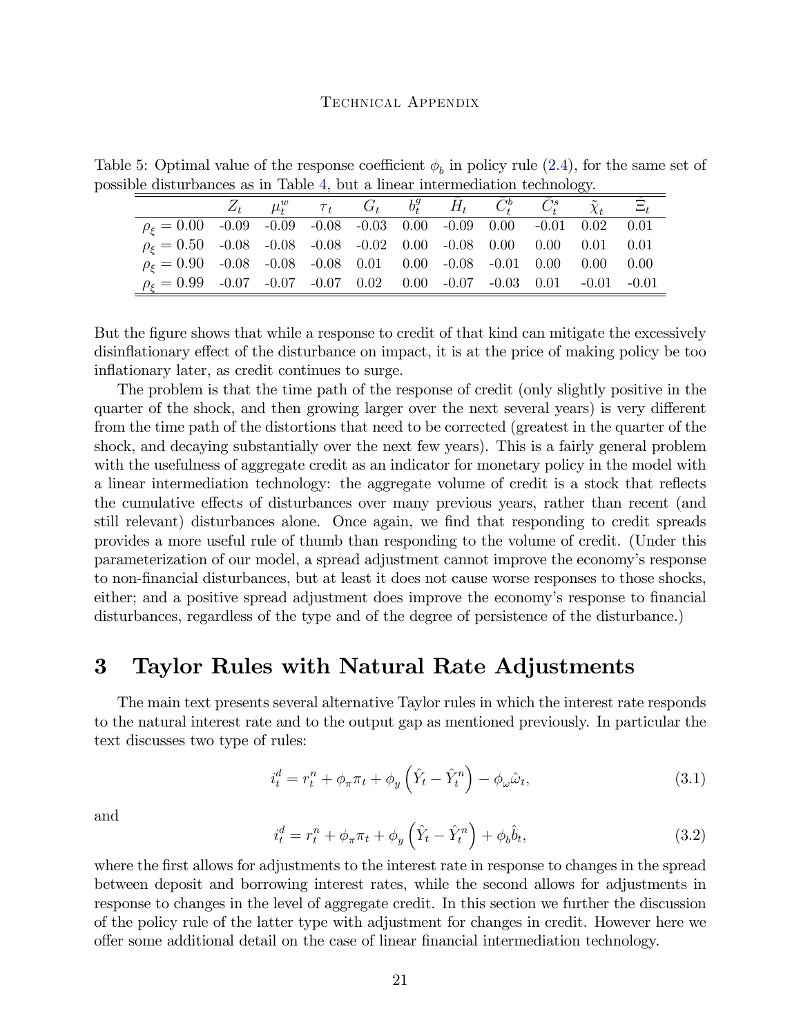Table 5: Optimal value of the response coefficient $\phi_b$ in policy rule (2.4), for the same set of possible disturbances as in Table 4, but a linear intermediation technology.

| | $Z_t$ | $\mu_t^w$ | $\tau_t$ | $G_t$ | $b_t^g$ | $\bar{H}_t$ | $\bar{C}_t^b$ | $\bar{C}_t^s$ | $\tilde{\chi}_t$ | $\tilde{\Xi}_t$ |
|---|---|---|---|---|---|---|---|---|---|---|
| $\rho_\xi = 0.00$ | -0.09 | -0.09 | -0.08 | -0.03 | 0.00 | -0.09 | 0.00 | -0.01 | 0.02 | 0.01 |
| $\rho_\xi = 0.50$ | -0.08 | -0.08 | -0.08 | -0.02 | 0.00 | -0.08 | 0.00 | 0.00 | 0.01 | 0.01 |
| $\rho_\xi = 0.90$ | -0.08 | -0.08 | -0.08 | 0.01 | 0.00 | -0.08 | -0.01 | 0.00 | 0.00 | 0.00 |
| $\rho_\xi = 0.99$ | -0.07 | -0.07 | -0.07 | 0.02 | 0.00 | -0.07 | -0.03 | 0.01 | -0.01 | -0.01 |

But the figure shows that while a response to credit of that kind can mitigate the excessively disinflationary effect of the disturbance on impact, it is at the price of making policy be too inflationary later, as credit continues to surge.

The problem is that the time path of the response of credit (only slightly positive in the quarter of the shock, and then growing larger over the next several years) is very different from the time path of the distortions that need to be corrected (greatest in the quarter of the shock, and decaying substantially over the next few years). This is a fairly general problem with the usefulness of aggregate credit as an indicator for monetary policy in the model with a linear intermediation technology: the aggregate volume of credit is a stock that reflects the cumulative effects of disturbances over many previous years, rather than recent (and still relevant) disturbances alone. Once again, we find that responding to credit spreads provides a more useful rule of thumb than responding to the volume of credit. (Under this parameterization of our model, a spread adjustment cannot improve the economy's response to non-financial disturbances, but at least it does not cause worse responses to those shocks, either; and a positive spread adjustment does improve the economy's response to financial disturbances, regardless of the type and of the degree of persistence of the disturbance.)

# 3 Taylor Rules with Natural Rate Adjustments

The main text presents several alternative Taylor rules in which the interest rate responds to the natural interest rate and to the output gap as mentioned previously. In particular the text discusses two type of rules:

$$i_t^d = r_t^n + \phi_\pi \pi_t + \phi_y \left( \hat{Y}_t - \hat{Y}_t^n \right) - \phi_\omega \hat{\omega}_t, \tag{3.1}$$

and

$$i_t^d = r_t^n + \phi_\pi \pi_t + \phi_y \left( \hat{Y}_t - \hat{Y}_t^n \right) + \phi_b \hat{b}_t, \tag{3.2}$$

where the first allows for adjustments to the interest rate in response to changes in the spread between deposit and borrowing interest rates, while the second allows for adjustments in response to changes in the level of aggregate credit. In this section we further the discussion of the policy rule of the latter type with adjustment for changes in credit. However here we offer some additional detail on the case of linear financial intermediation technology.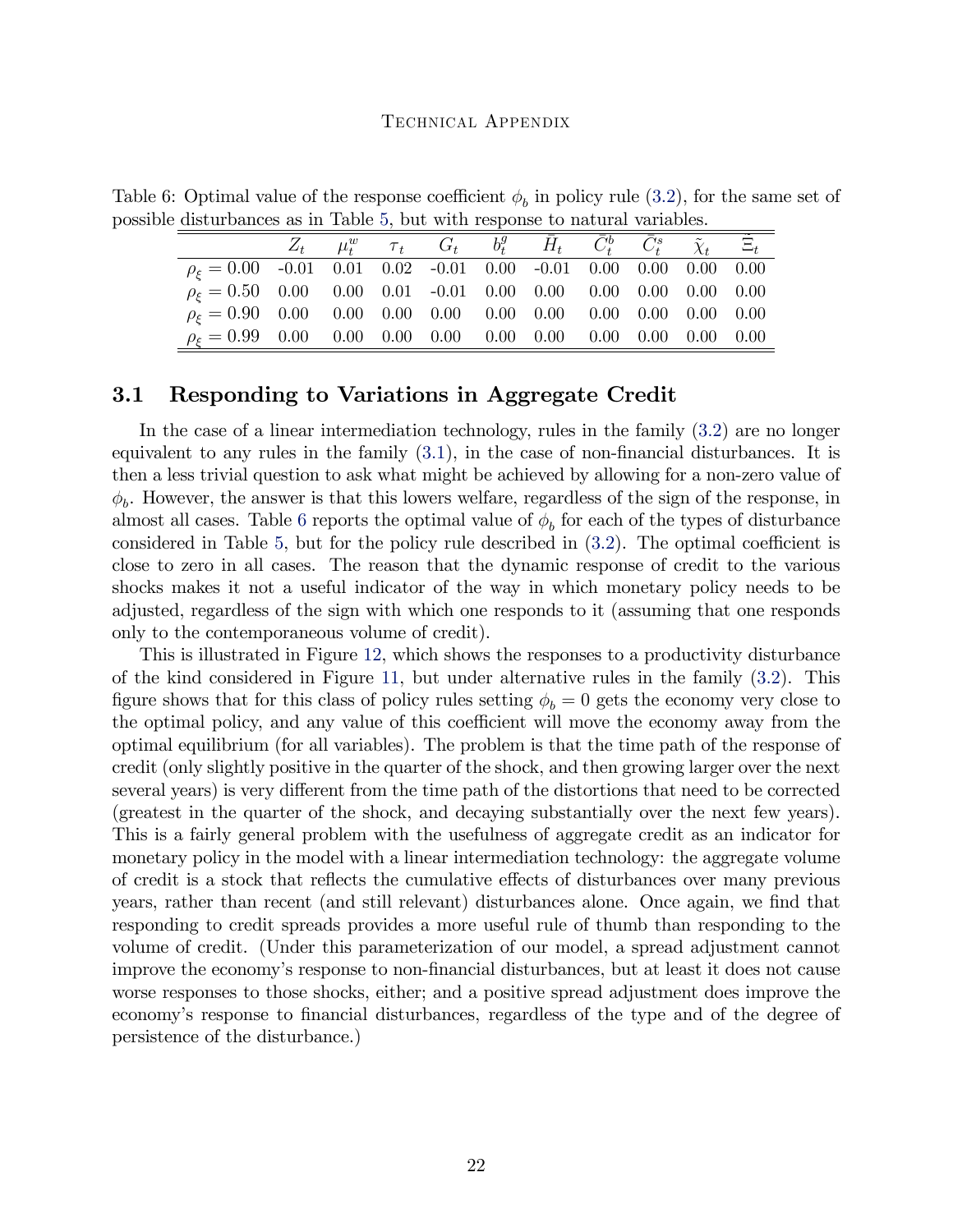Table 6: Optimal value of the response coefficient $\phi_b$ in policy rule (3.2), for the same set of possible disturbances as in Table 5, but with response to natural variables.

| | $Z_t$ | $\mu_t^w$ | $\tau_t$ | $G_t$ | $b_t^g$ | $\bar{H}_t$ | $\bar{C}_t^b$ | $\bar{C}_t^s$ | $\tilde{\chi}_t$ | $\tilde{\Xi}_t$ |
|---|---|---|---|---|---|---|---|---|---|---|
| $\rho_\xi = 0.00$ | -0.01 | 0.01 | 0.02 | -0.01 | 0.00 | -0.01 | 0.00 | 0.00 | 0.00 | 0.00 |
| $\rho_\xi = 0.50$ | 0.00 | 0.00 | 0.01 | -0.01 | 0.00 | 0.00 | 0.00 | 0.00 | 0.00 | 0.00 |
| $\rho_\xi = 0.90$ | 0.00 | 0.00 | 0.00 | 0.00 | 0.00 | 0.00 | 0.00 | 0.00 | 0.00 | 0.00 |
| $\rho_\xi = 0.99$ | 0.00 | 0.00 | 0.00 | 0.00 | 0.00 | 0.00 | 0.00 | 0.00 | 0.00 | 0.00 |

## 3.1 Responding to Variations in Aggregate Credit

In the case of a linear intermediation technology, rules in the family (3.2) are no longer equivalent to any rules in the family (3.1), in the case of non-financial disturbances. It is then a less trivial question to ask what might be achieved by allowing for a non-zero value of $\phi_b$. However, the answer is that this lowers welfare, regardless of the sign of the response, in almost all cases. Table 6 reports the optimal value of $\phi_b$ for each of the types of disturbance considered in Table 5, but for the policy rule described in (3.2). The optimal coefficient is close to zero in all cases. The reason that the dynamic response of credit to the various shocks makes it not a useful indicator of the way in which monetary policy needs to be adjusted, regardless of the sign with which one responds to it (assuming that one responds only to the contemporaneous volume of credit).

This is illustrated in Figure 12, which shows the responses to a productivity disturbance of the kind considered in Figure 11, but under alternative rules in the family (3.2). This figure shows that for this class of policy rules setting $\phi_b = 0$ gets the economy very close to the optimal policy, and any value of this coefficient will move the economy away from the optimal equilibrium (for all variables). The problem is that the time path of the response of credit (only slightly positive in the quarter of the shock, and then growing larger over the next several years) is very different from the time path of the distortions that need to be corrected (greatest in the quarter of the shock, and decaying substantially over the next few years). This is a fairly general problem with the usefulness of aggregate credit as an indicator for monetary policy in the model with a linear intermediation technology: the aggregate volume of credit is a stock that reflects the cumulative effects of disturbances over many previous years, rather than recent (and still relevant) disturbances alone. Once again, we find that responding to credit spreads provides a more useful rule of thumb than responding to the volume of credit. (Under this parameterization of our model, a spread adjustment cannot improve the economy's response to non-financial disturbances, but at least it does not cause worse responses to those shocks, either; and a positive spread adjustment does improve the economy's response to financial disturbances, regardless of the type and of the degree of persistence of the disturbance.)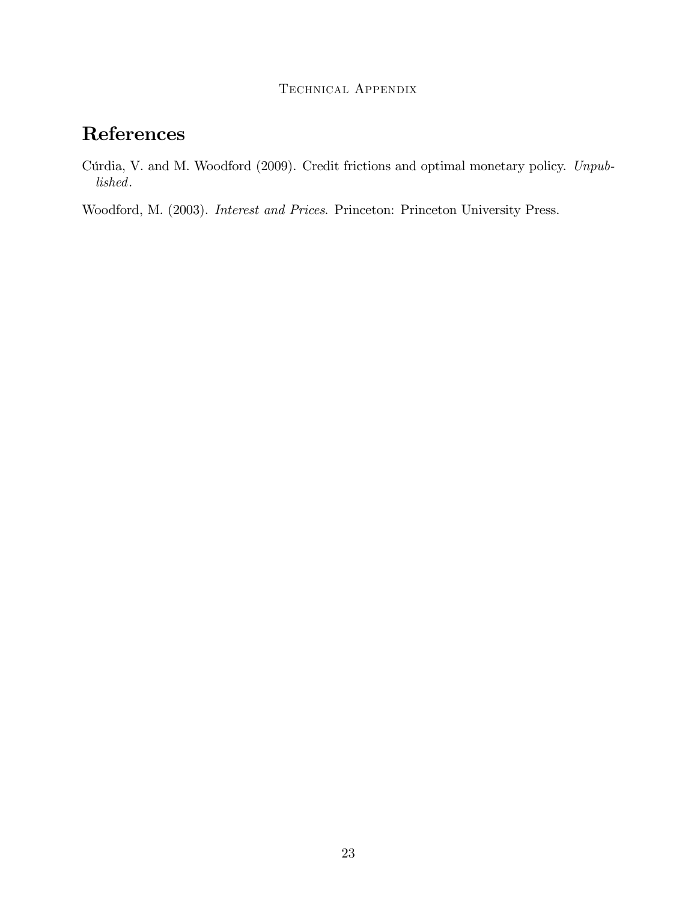# References

Cúrdia, V. and M. Woodford (2009). Credit frictions and optimal monetary policy. *Unpublished*.

Woodford, M. (2003). *Interest and Prices*. Princeton: Princeton University Press.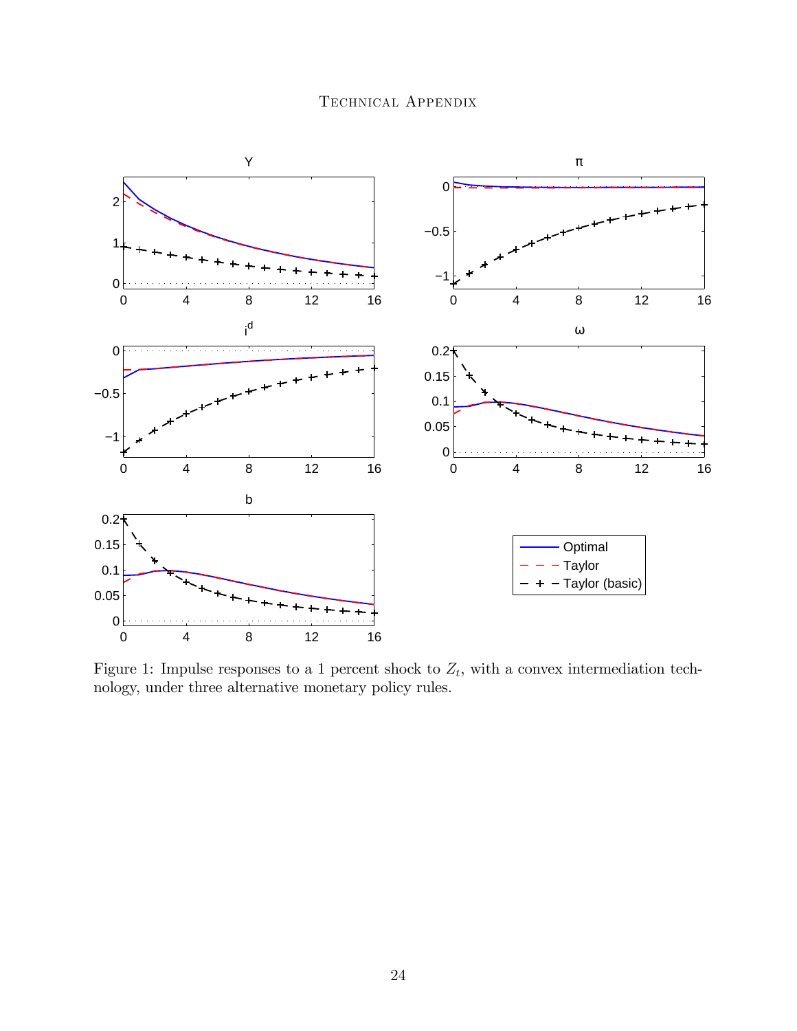Figure 1: Impulse responses to a 1 percent shock to $Z_t$, with a convex intermediation technology, under three alternative monetary policy rules.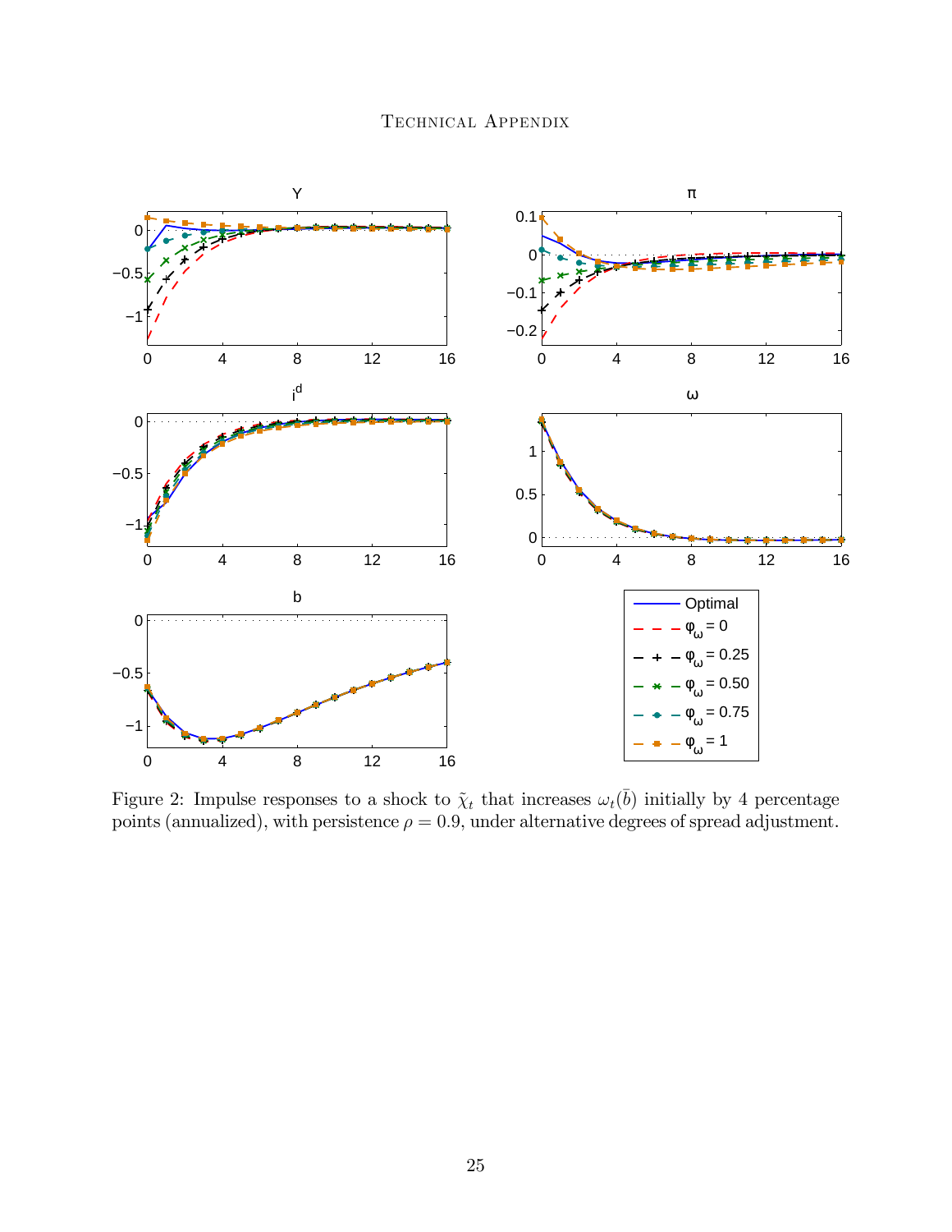Figure 2: Impulse responses to a shock to $\tilde{\chi}_t$ that increases $\omega_t(\bar{b})$ initially by 4 percentage points (annualized), with persistence $\rho = 0.9$, under alternative degrees of spread adjustment.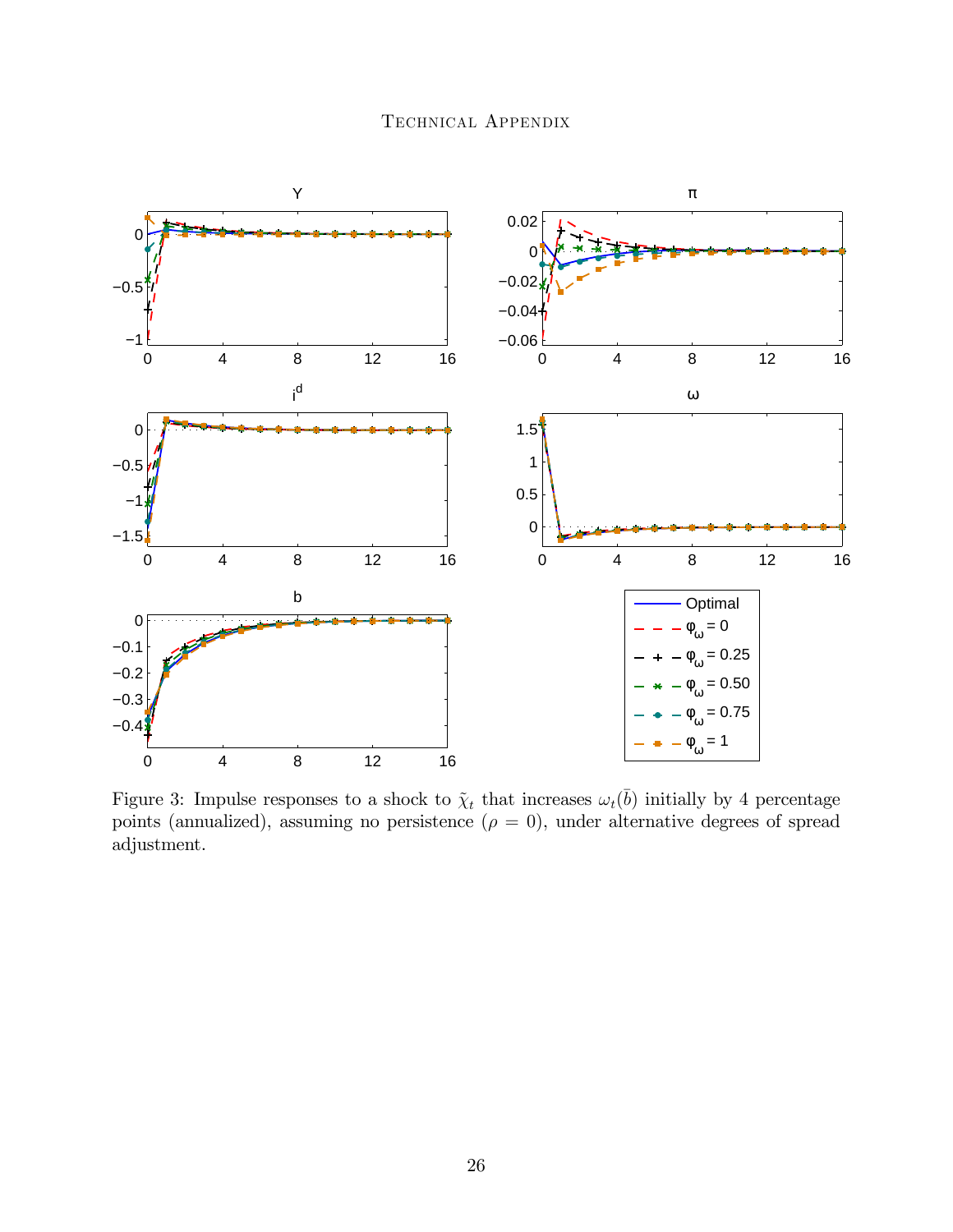Figure 3: Impulse responses to a shock to $\tilde{\chi}_t$ that increases $\omega_t(\bar{b})$ initially by 4 percentage points (annualized), assuming no persistence ($\rho = 0$), under alternative degrees of spread adjustment.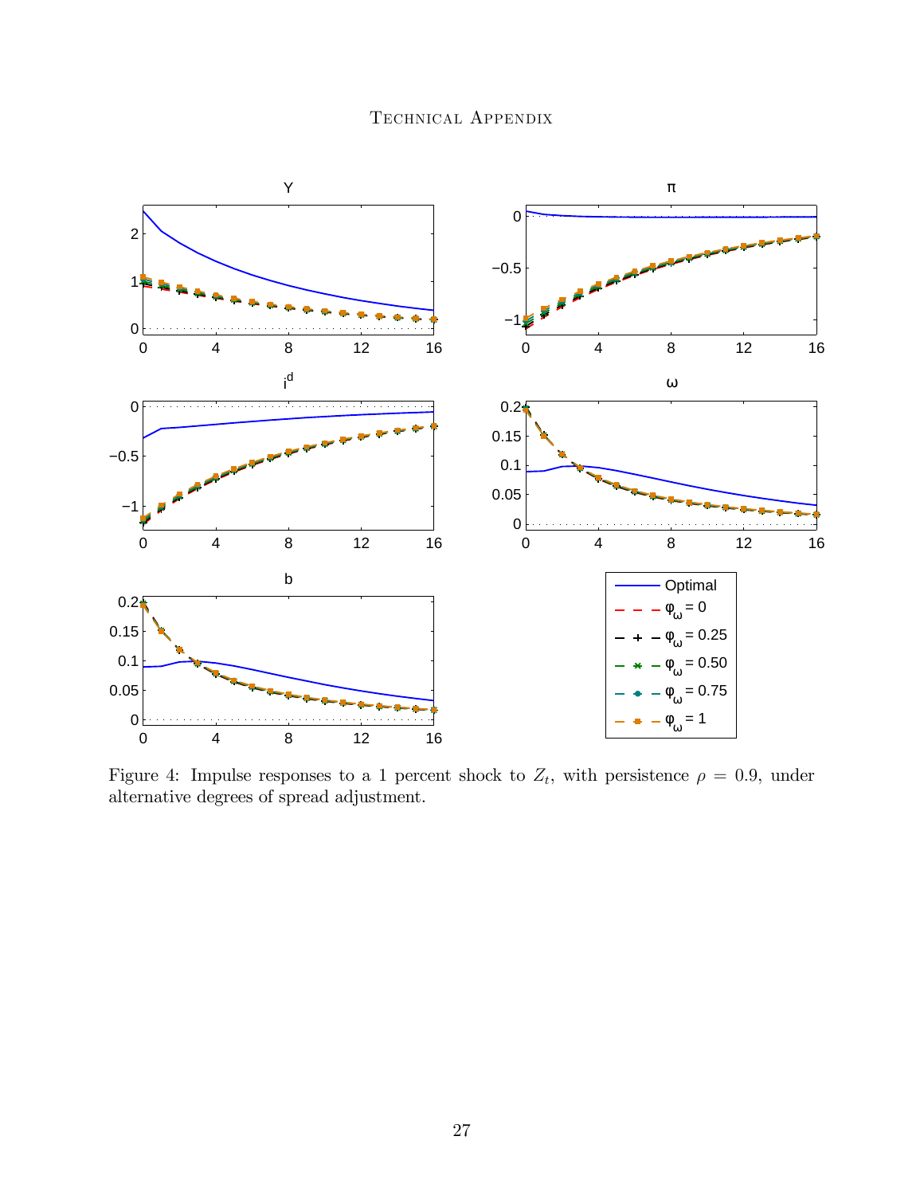Figure 4: Impulse responses to a 1 percent shock to $Z_t$, with persistence $\rho = 0.9$, under alternative degrees of spread adjustment.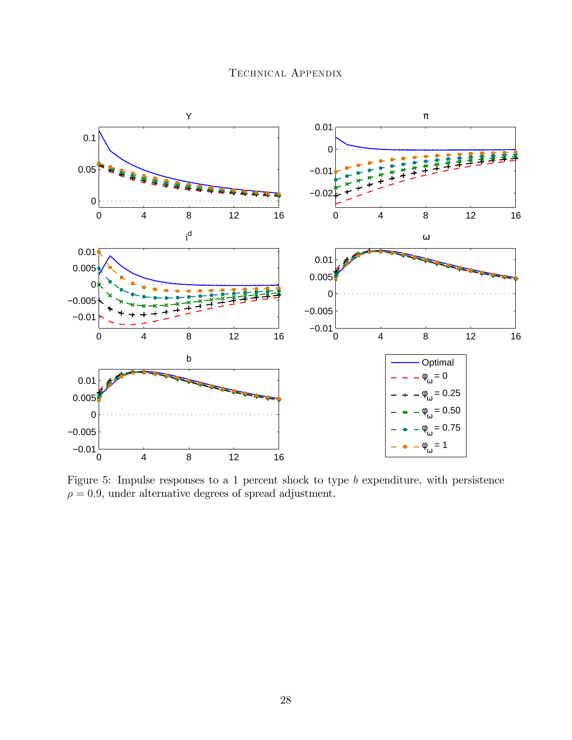Figure 5: Impulse responses to a 1 percent shock to type $b$ expenditure, with persistence $\rho = 0.9$, under alternative degrees of spread adjustment.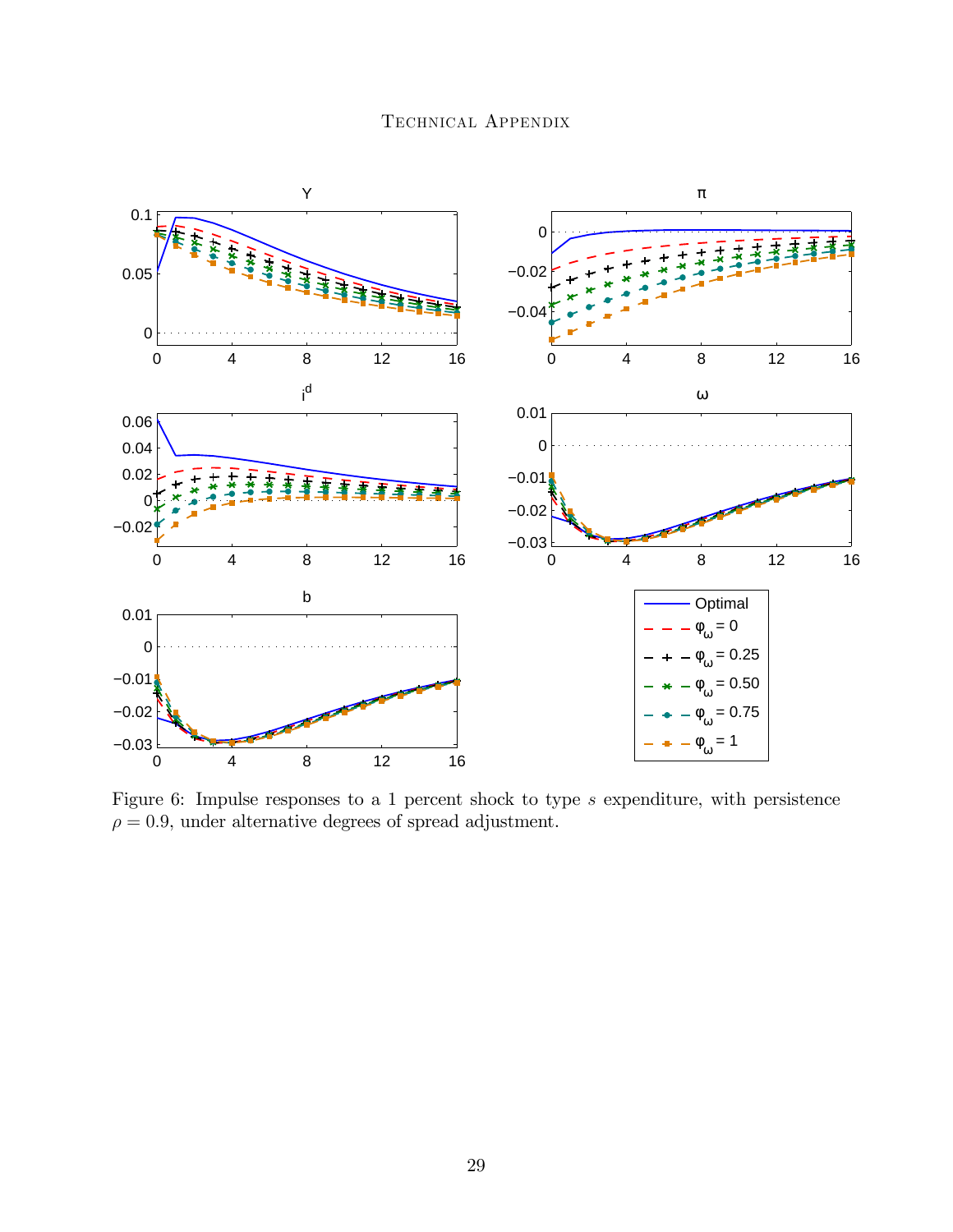Figure 6: Impulse responses to a 1 percent shock to type $s$ expenditure, with persistence $\rho = 0.9$, under alternative degrees of spread adjustment.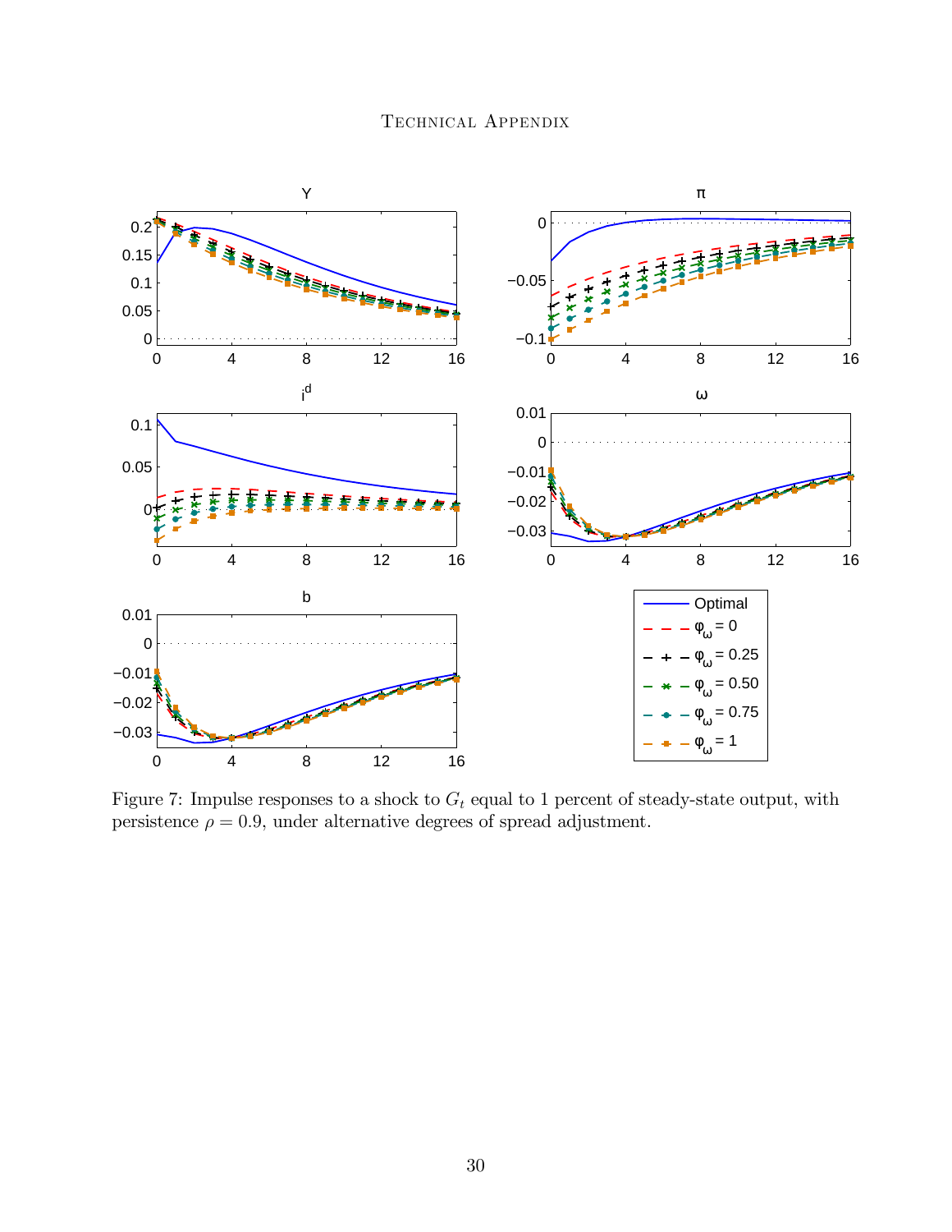Figure 7: Impulse responses to a shock to $G_t$ equal to 1 percent of steady-state output, with persistence $\rho = 0.9$, under alternative degrees of spread adjustment.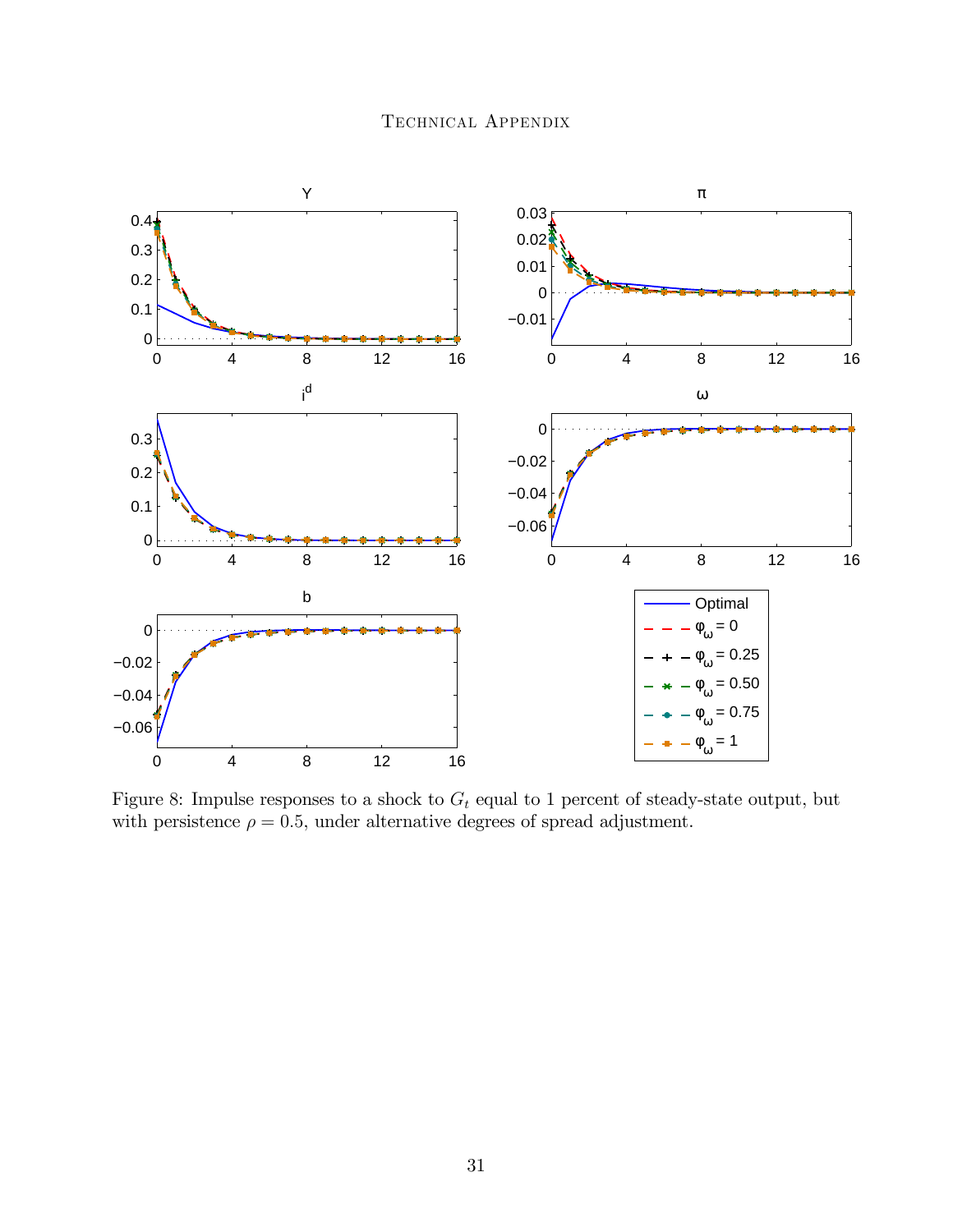Figure 8: Impulse responses to a shock to $G_t$ equal to 1 percent of steady-state output, but with persistence $\rho = 0.5$, under alternative degrees of spread adjustment.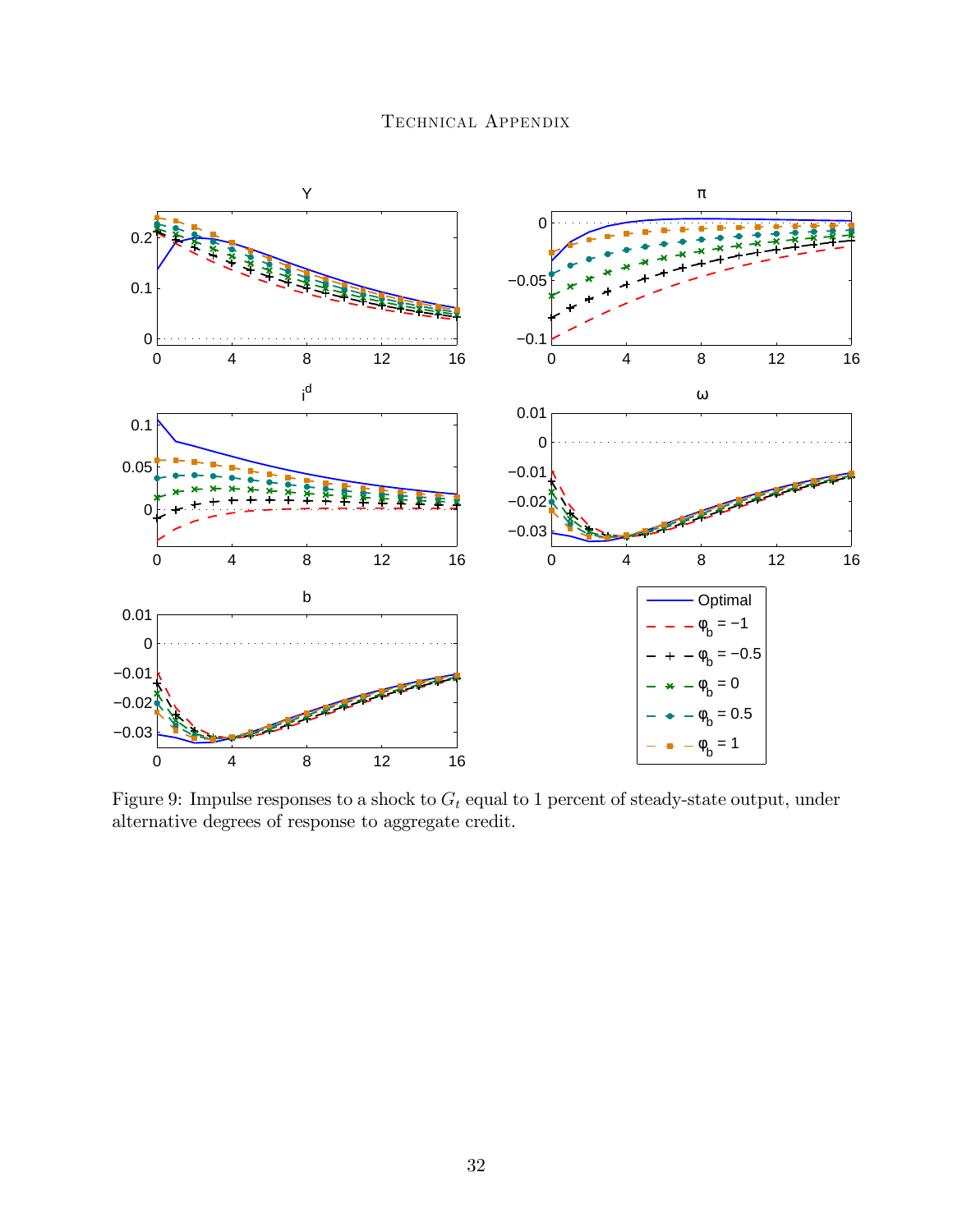Figure 9: Impulse responses to a shock to $G_t$ equal to 1 percent of steady-state output, under alternative degrees of response to aggregate credit.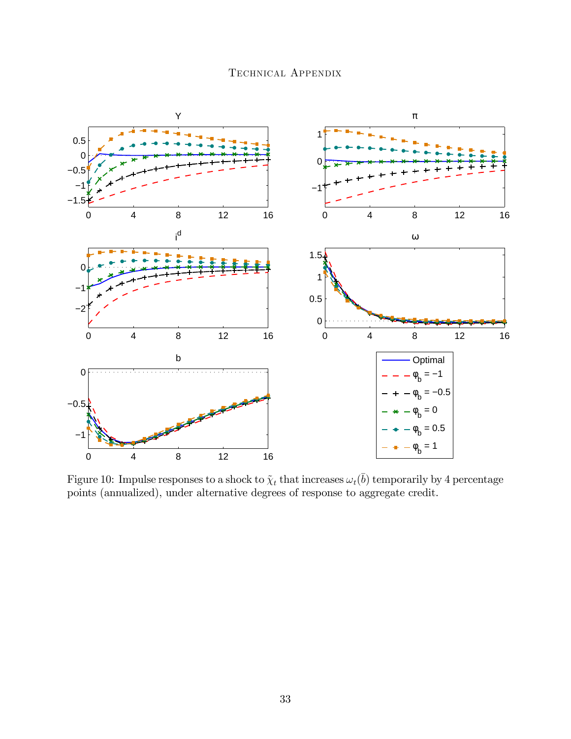Figure 10: Impulse responses to a shock to $\tilde{\chi}_t$ that increases $\omega_t(\bar{b})$ temporarily by 4 percentage points (annualized), under alternative degrees of response to aggregate credit.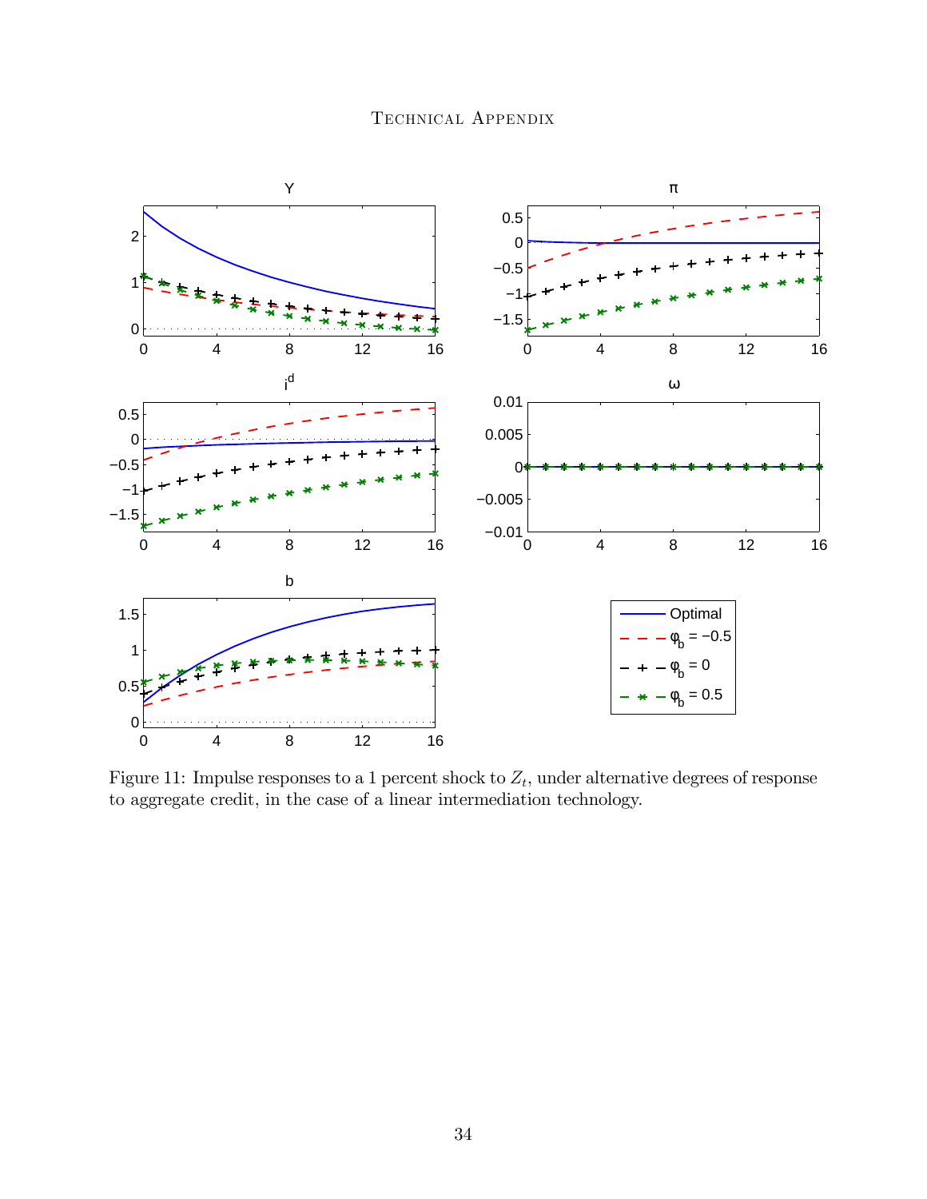Figure 11: Impulse responses to a 1 percent shock to $Z_t$, under alternative degrees of response to aggregate credit, in the case of a linear intermediation technology.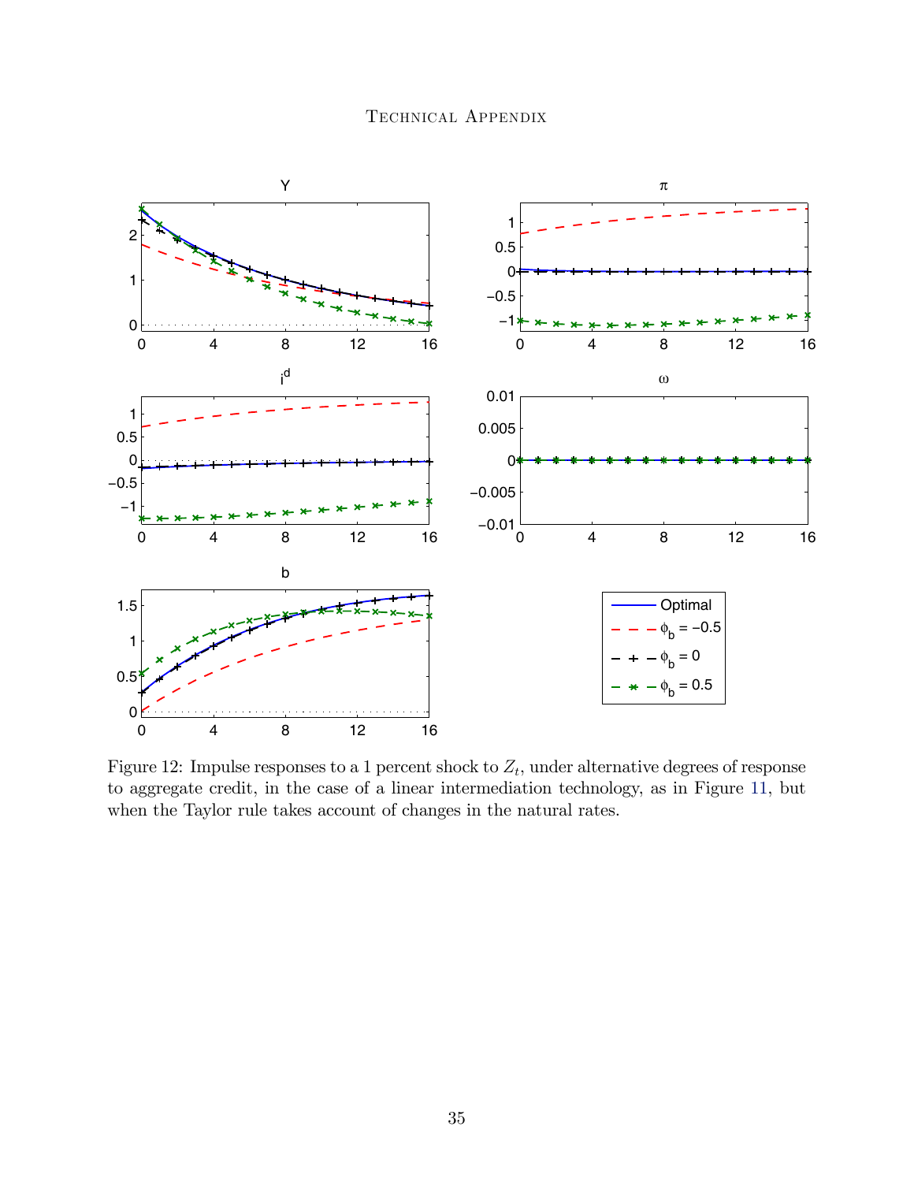Y

π

$i^d$

ω

b

0 4 8 12 16

Optimal

$\phi_b = -0.5$

$\phi_b = 0$

$\phi_b = 0.5$

Figure 12: Impulse responses to a 1 percent shock to $Z_t$, under alternative degrees of response to aggregate credit, in the case of a linear intermediation technology, as in Figure 11, but when the Taylor rule takes account of changes in the natural rates.